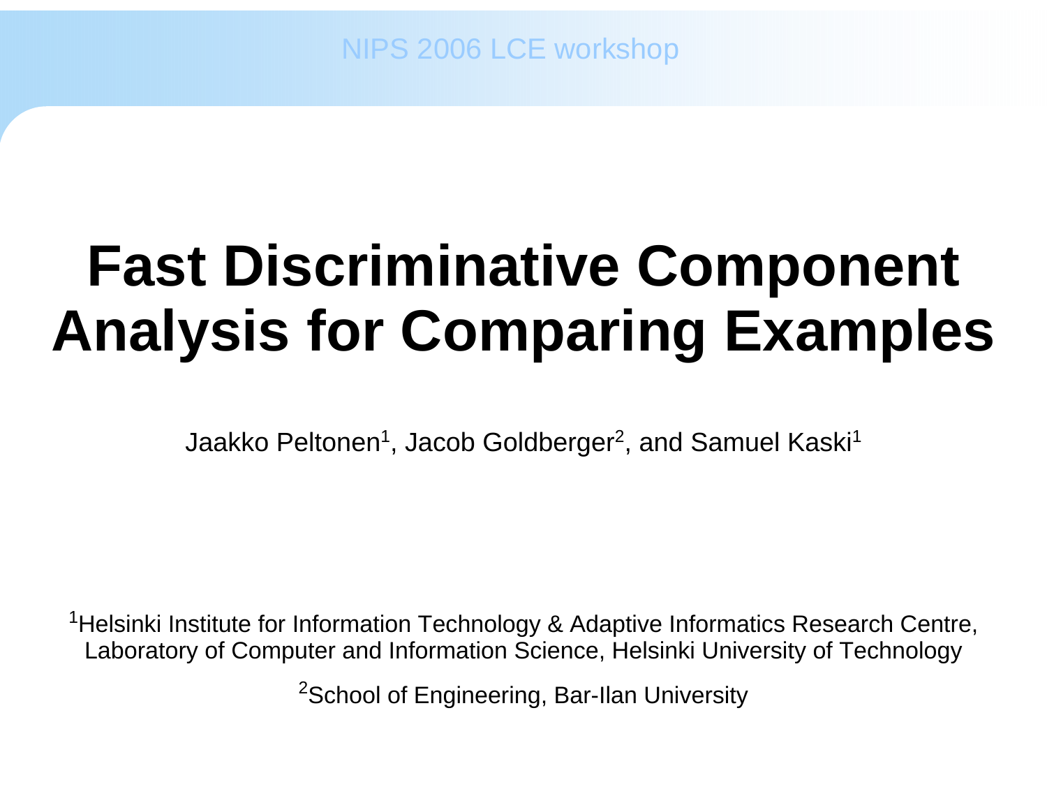NIPS 2006 LCE workshop

# Fast Discriminative Component Analysis for Comparing Examples

Jaakko Peltonen[1], Jacob Goldberger[2], and Samuel Kaski[1]

[1]Helsinki Institute for Information Technology & Adaptive Informatics Research Centre, Laboratory of Computer and Information Science, Helsinki University of Technology

[2]School of Engineering, Bar-Ilan University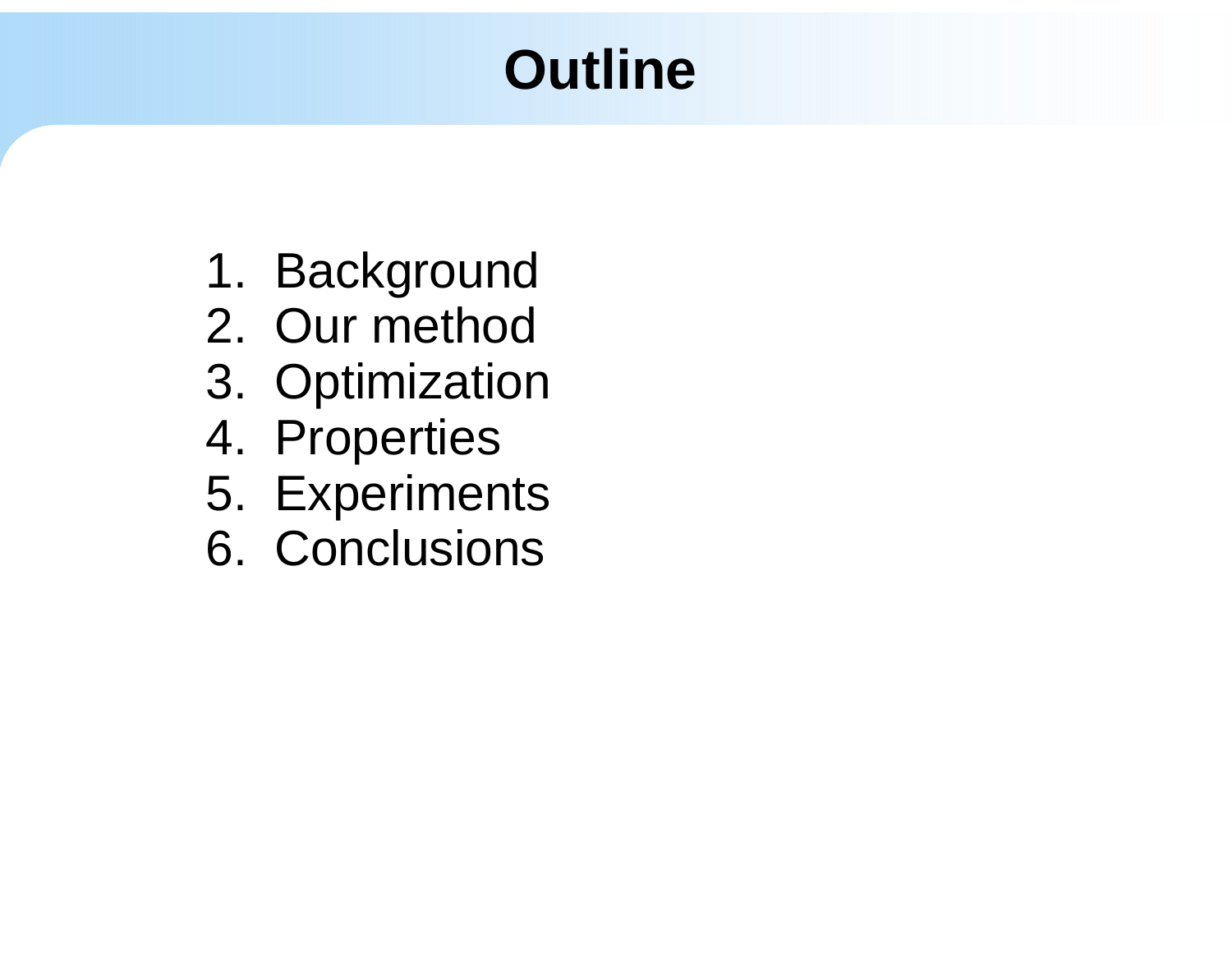# Outline

1. Background
2. Our method
3. Optimization
4. Properties
5. Experiments
6. Conclusions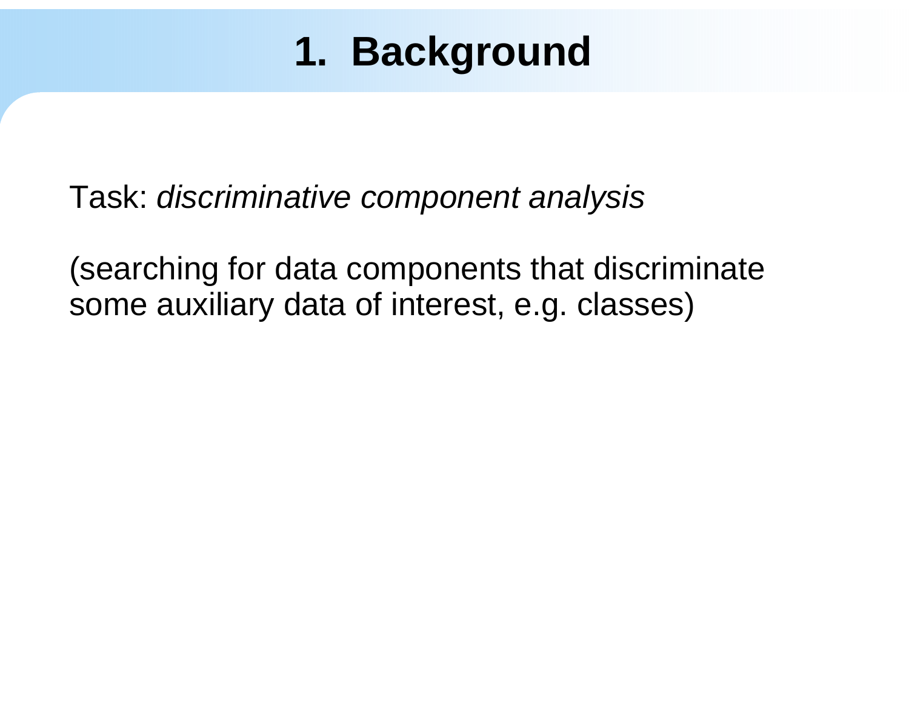# 1. Background

Task: *discriminative component analysis*

(searching for data components that discriminate some auxiliary data of interest, e.g. classes)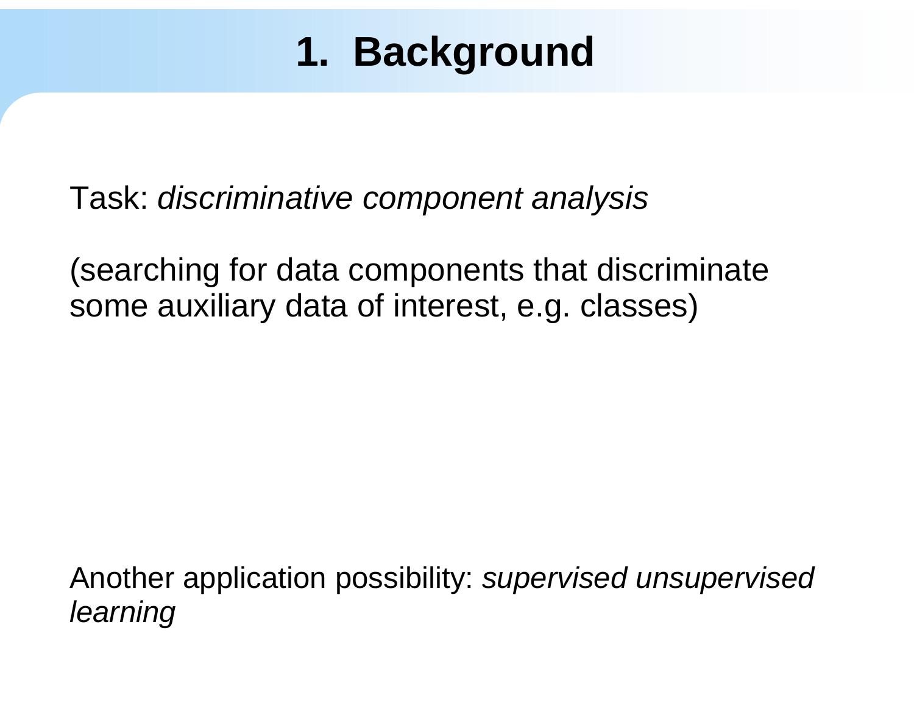# 1. Background

Task: *discriminative component analysis*

(searching for data components that discriminate some auxiliary data of interest, e.g. classes)

Another application possibility: *supervised unsupervised learning*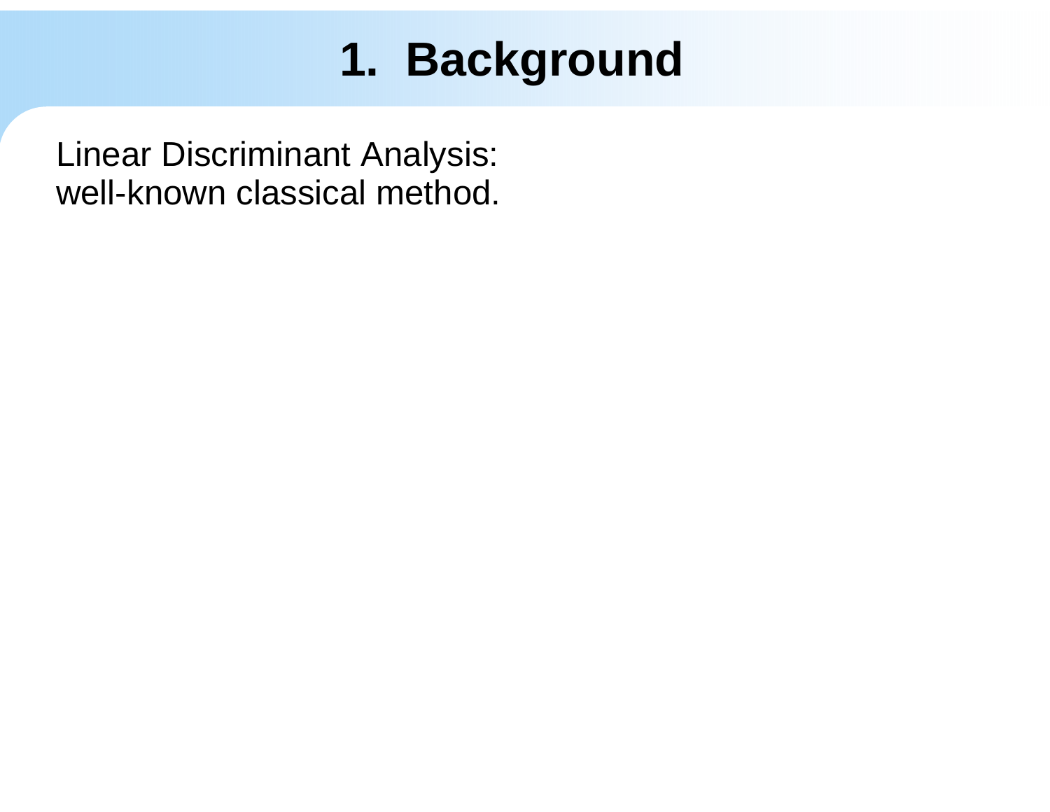# 1. Background

Linear Discriminant Analysis:
well-known classical method.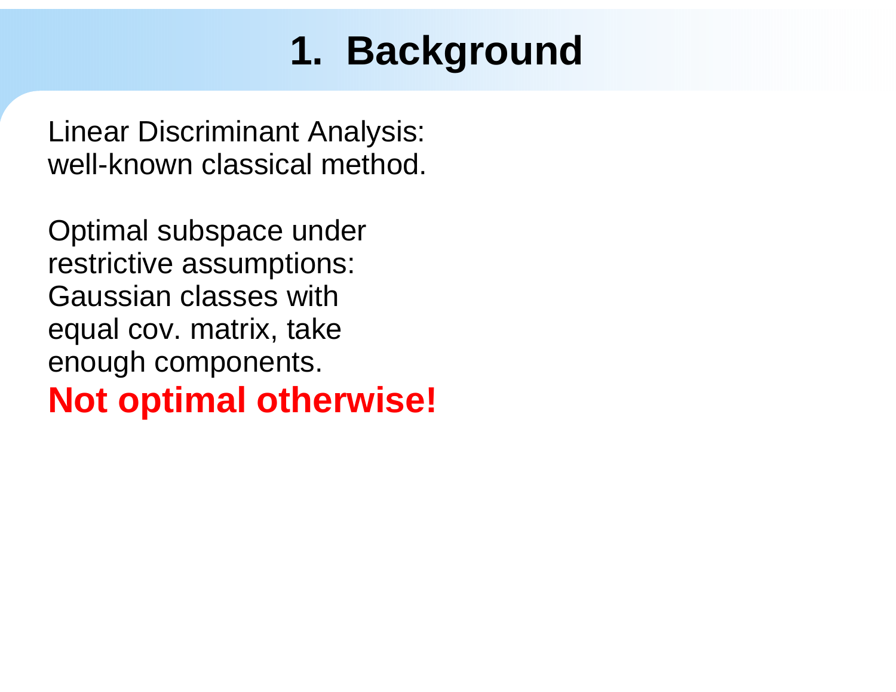# 1. Background

Linear Discriminant Analysis: well-known classical method.

Optimal subspace under restrictive assumptions: Gaussian classes with equal cov. matrix, take enough components.

**Not optimal otherwise!**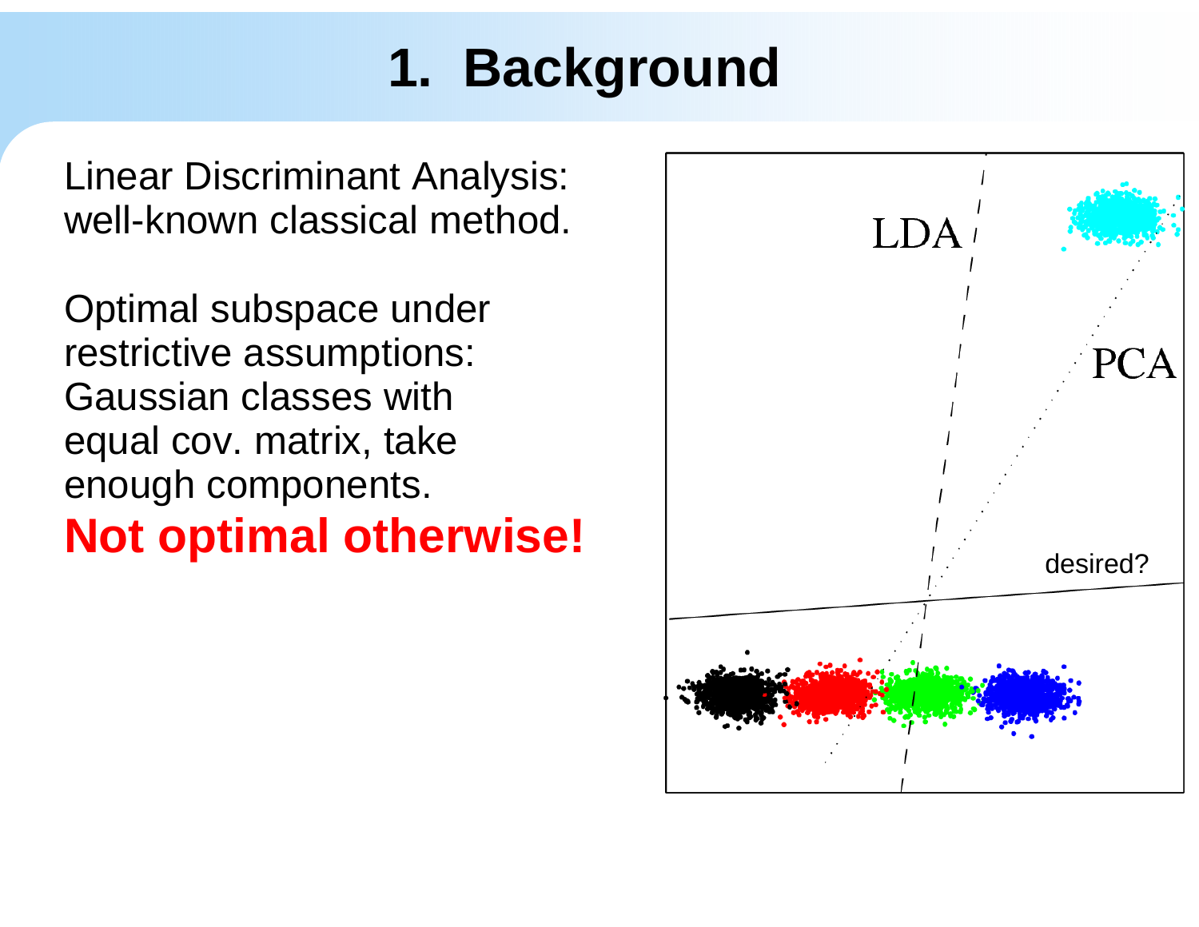# 1. Background

Linear Discriminant Analysis: well-known classical method.

Optimal subspace under restrictive assumptions: Gaussian classes with equal cov. matrix, take enough components.

**Not optimal otherwise!**

LDA

PCA

desired?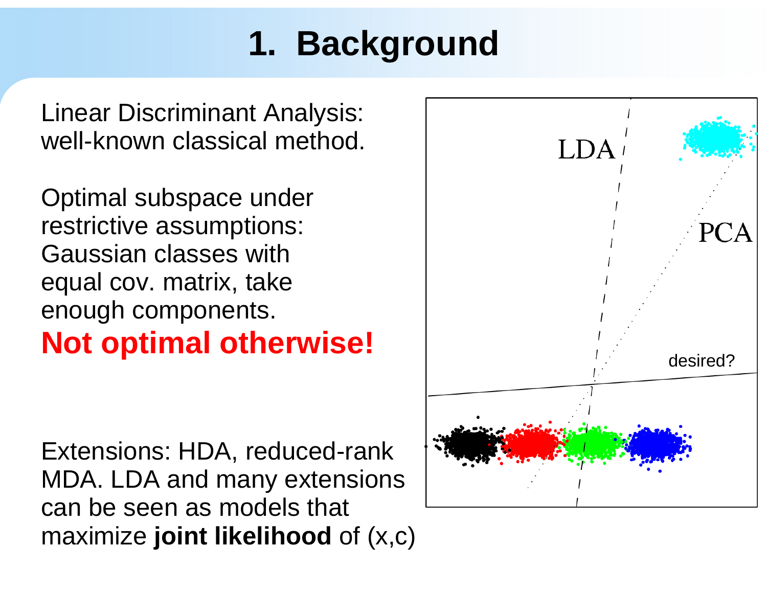# 1. Background

Linear Discriminant Analysis: well-known classical method.

Optimal subspace under restrictive assumptions: Gaussian classes with equal cov. matrix, take enough components.

**Not optimal otherwise!**

Extensions: HDA, reduced-rank MDA. LDA and many extensions can be seen as models that maximize **joint likelihood** of (x,c)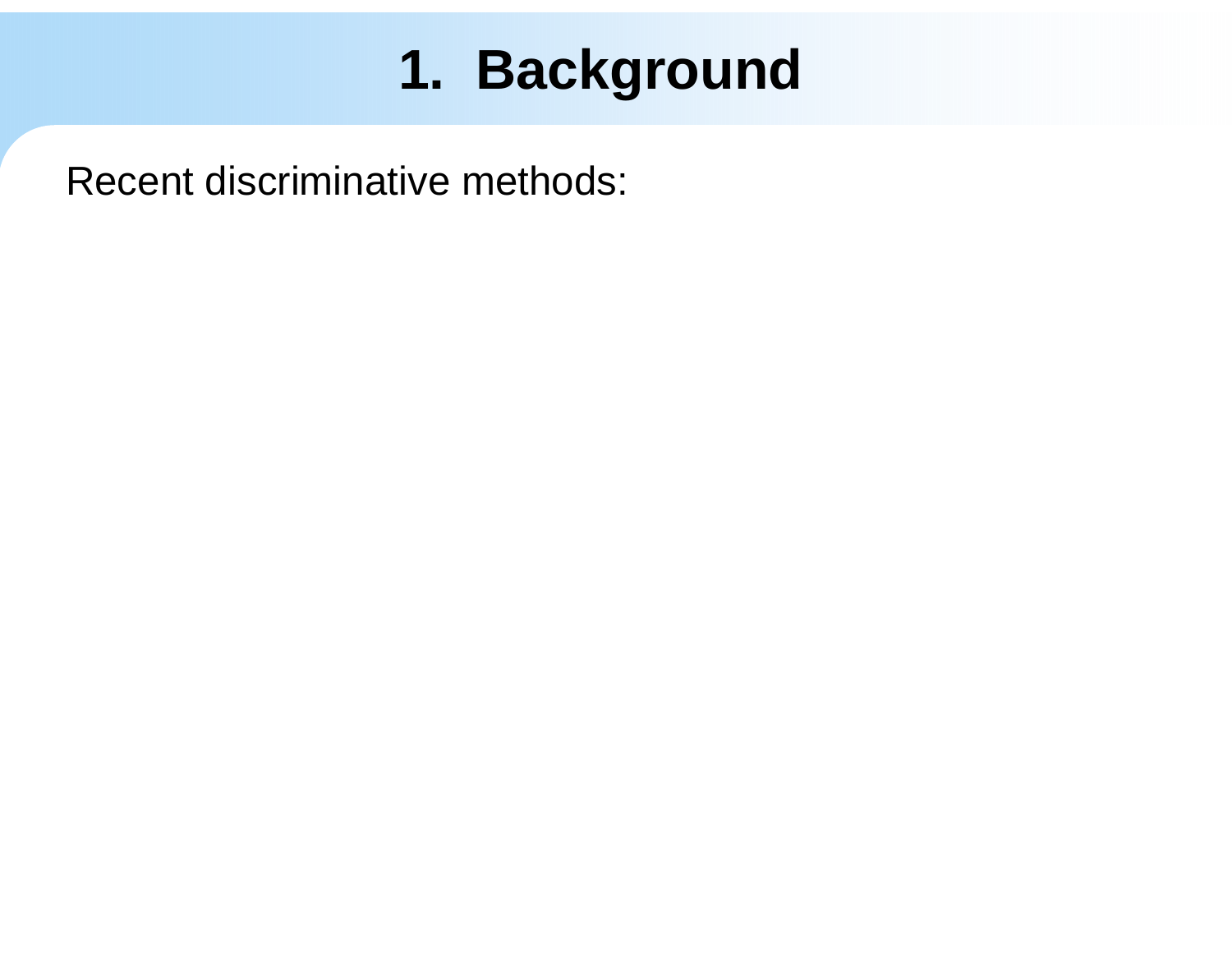# 1. Background

Recent discriminative methods: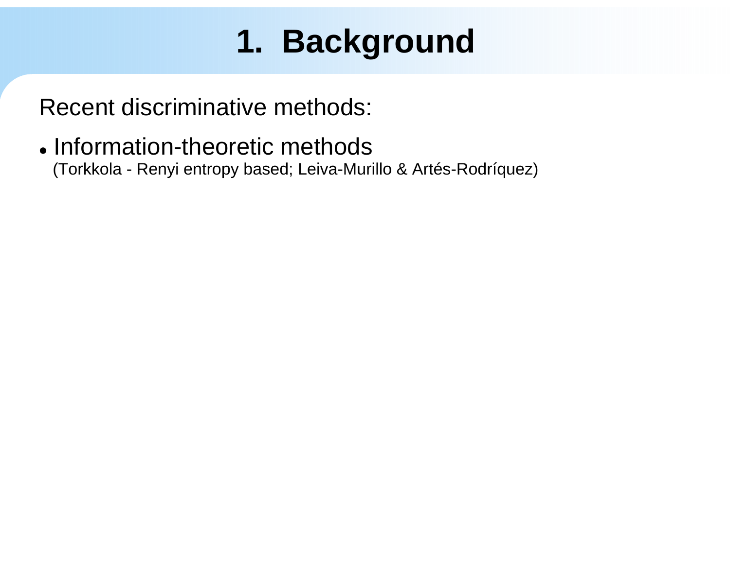# 1. Background

Recent discriminative methods:

- Information-theoretic methods
  (Torkkola - Renyi entropy based; Leiva-Murillo & Artés-Rodríquez)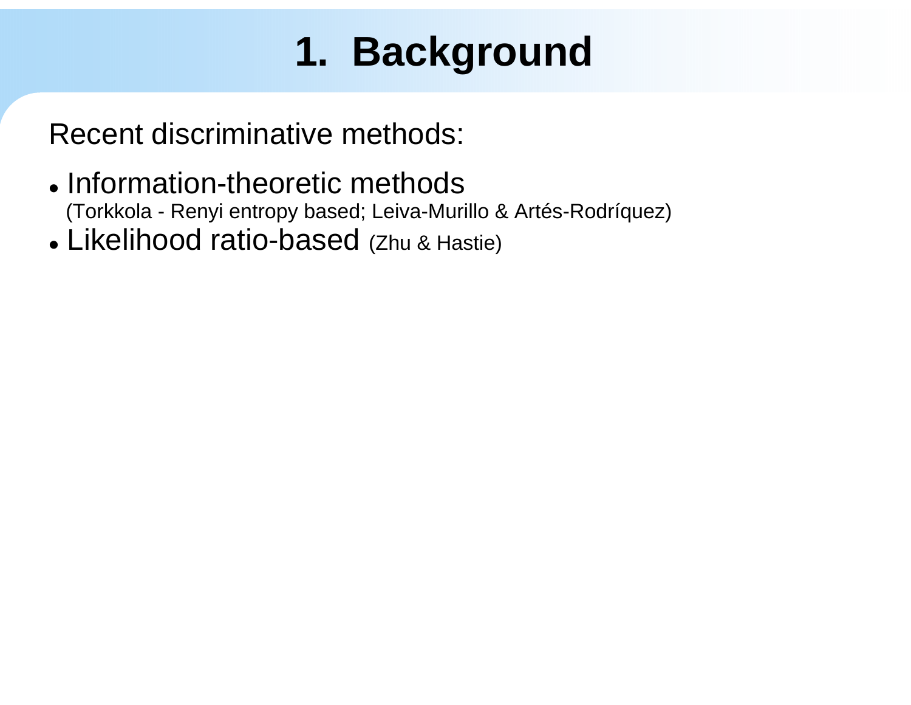# 1. Background

Recent discriminative methods:

- Information-theoretic methods
  (Torkkola - Renyi entropy based; Leiva-Murillo & Artés-Rodríquez)
- Likelihood ratio-based (Zhu & Hastie)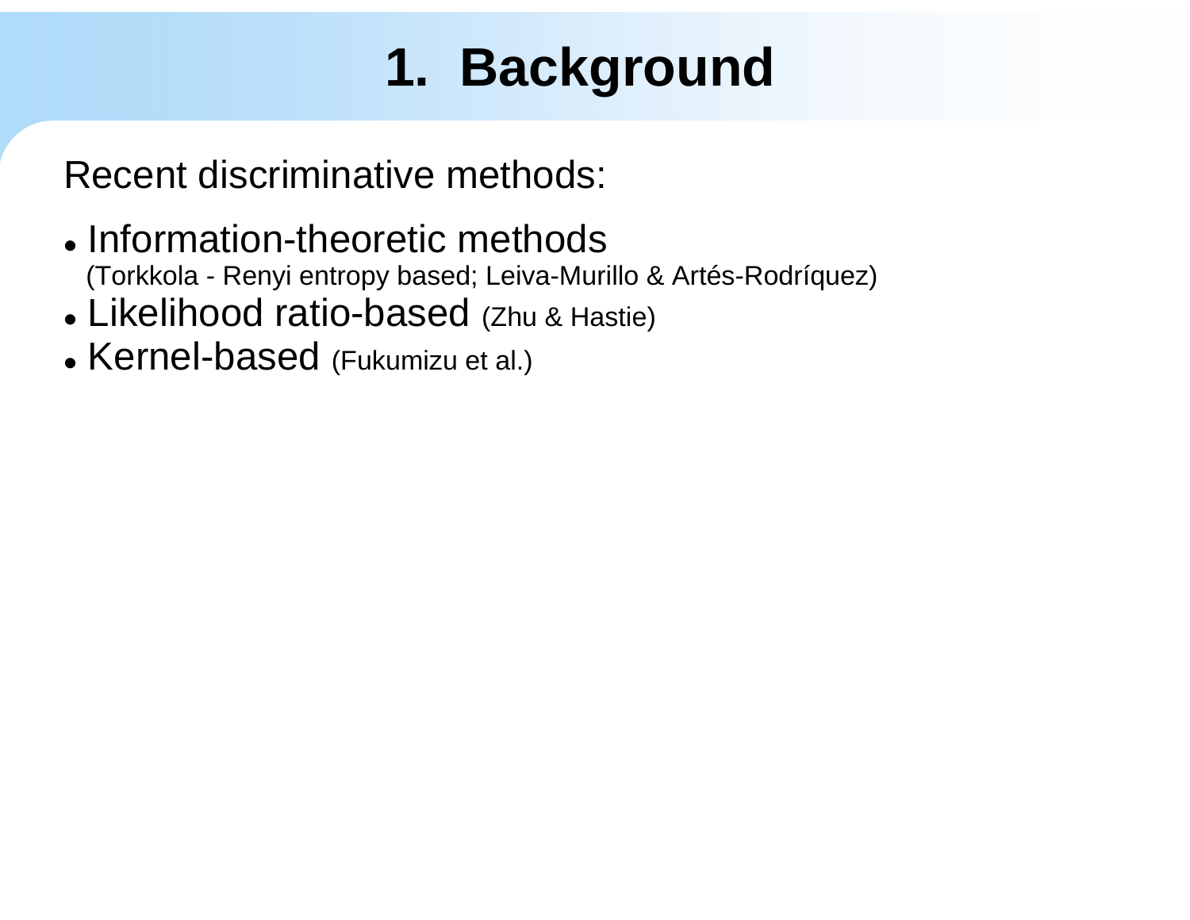# 1. Background

Recent discriminative methods:

- Information-theoretic methods
  (Torkkola - Renyi entropy based; Leiva-Murillo & Artés-Rodríquez)
- Likelihood ratio-based (Zhu & Hastie)
- Kernel-based (Fukumizu et al.)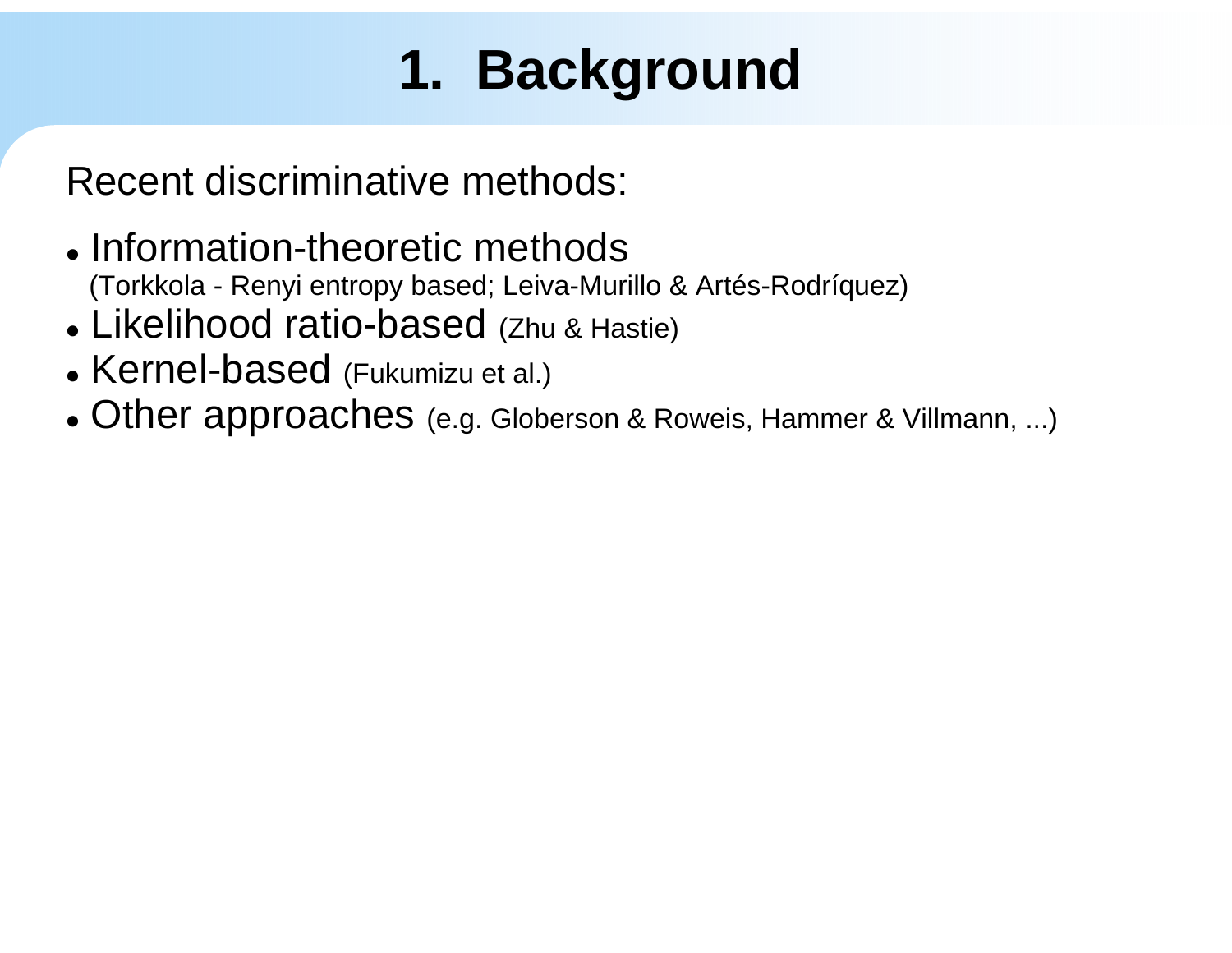# 1. Background

Recent discriminative methods:

- Information-theoretic methods
  (Torkkola - Renyi entropy based; Leiva-Murillo & Artés-Rodríquez)
- Likelihood ratio-based (Zhu & Hastie)
- Kernel-based (Fukumizu et al.)
- Other approaches (e.g. Globerson & Roweis, Hammer & Villmann, ...)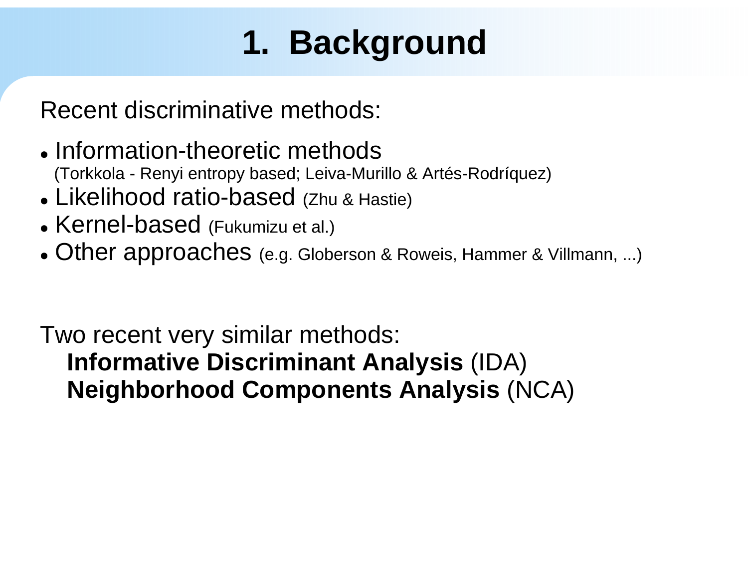# 1. Background

Recent discriminative methods:

- Information-theoretic methods (Torkkola - Renyi entropy based; Leiva-Murillo & Artés-Rodríquez)
- Likelihood ratio-based (Zhu & Hastie)
- Kernel-based (Fukumizu et al.)
- Other approaches (e.g. Globerson & Roweis, Hammer & Villmann, ...)

Two recent very similar methods:

**Informative Discriminant Analysis** (IDA)
**Neighborhood Components Analysis** (NCA)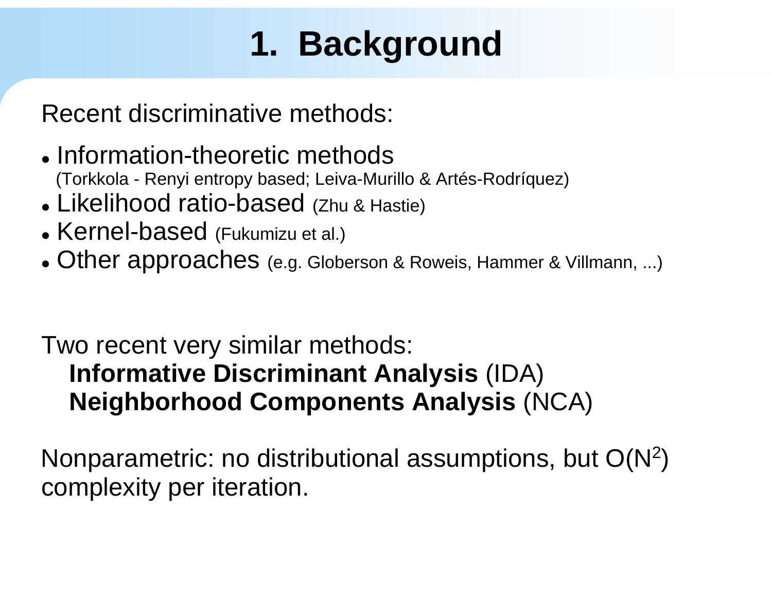# 1. Background

Recent discriminative methods:

- Information-theoretic methods
  (Torkkola - Renyi entropy based; Leiva-Murillo & Artés-Rodríquez)
- Likelihood ratio-based (Zhu & Hastie)
- Kernel-based (Fukumizu et al.)
- Other approaches (e.g. Globerson & Roweis, Hammer & Villmann, ...)

Two recent very similar methods:

**Informative Discriminant Analysis** (IDA)
**Neighborhood Components Analysis** (NCA)

Nonparametric: no distributional assumptions, but $O(N^2)$ complexity per iteration.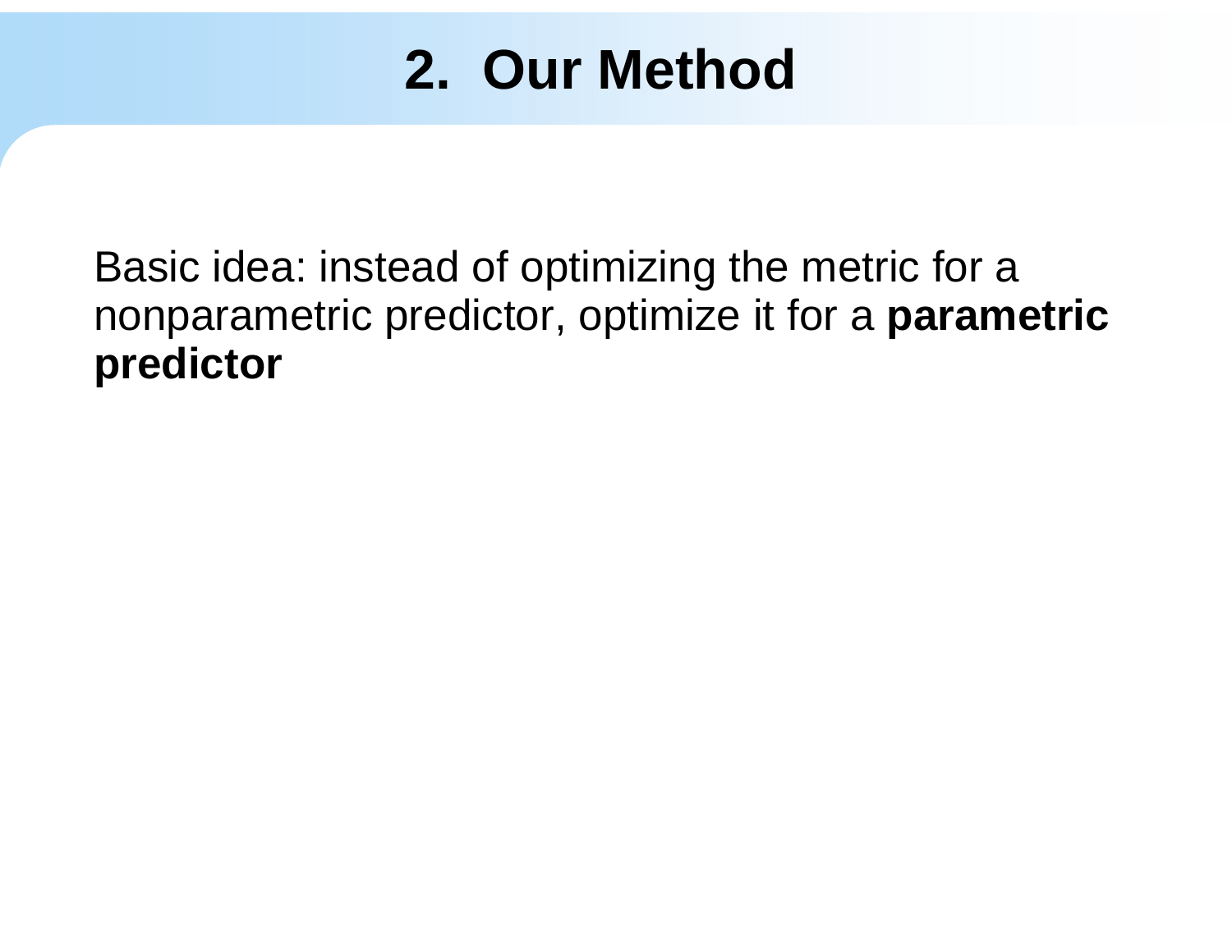# 2. Our Method

Basic idea: instead of optimizing the metric for a nonparametric predictor, optimize it for a **parametric predictor**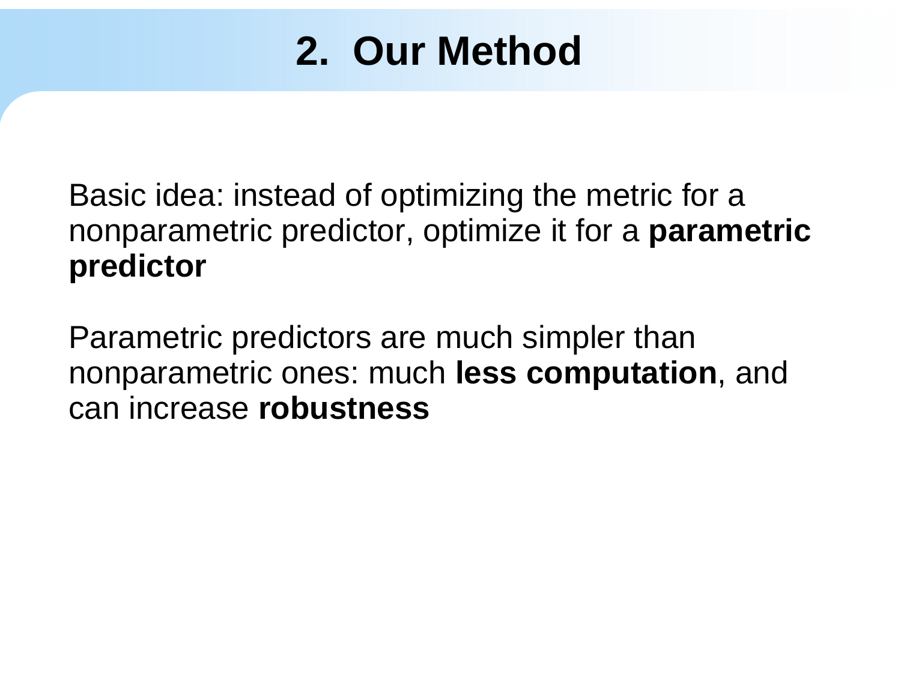# 2. Our Method

Basic idea: instead of optimizing the metric for a nonparametric predictor, optimize it for a **parametric predictor**

Parametric predictors are much simpler than nonparametric ones: much **less computation**, and can increase **robustness**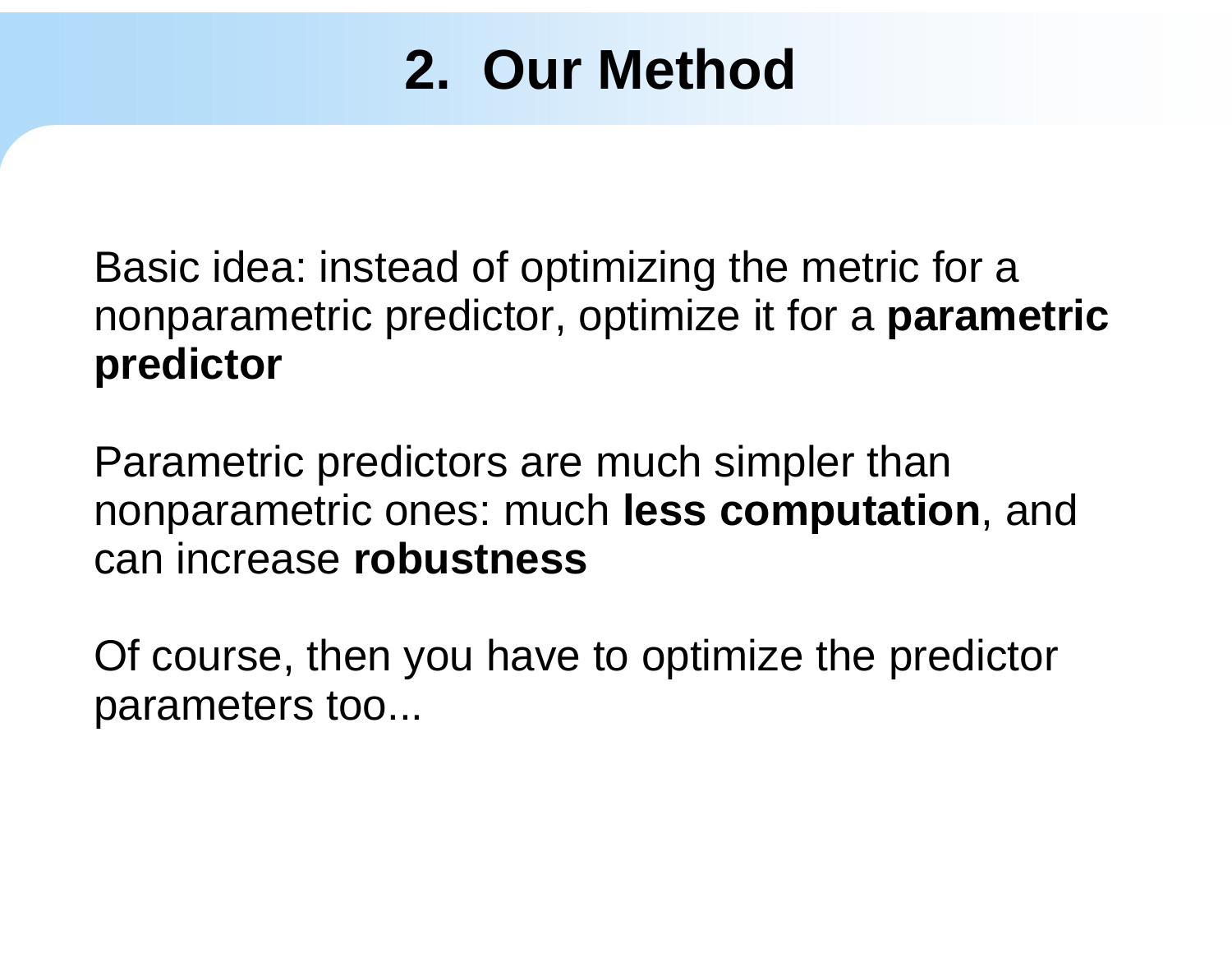# 2. Our Method

Basic idea: instead of optimizing the metric for a nonparametric predictor, optimize it for a **parametric predictor**

Parametric predictors are much simpler than nonparametric ones: much **less computation**, and can increase **robustness**

Of course, then you have to optimize the predictor parameters too...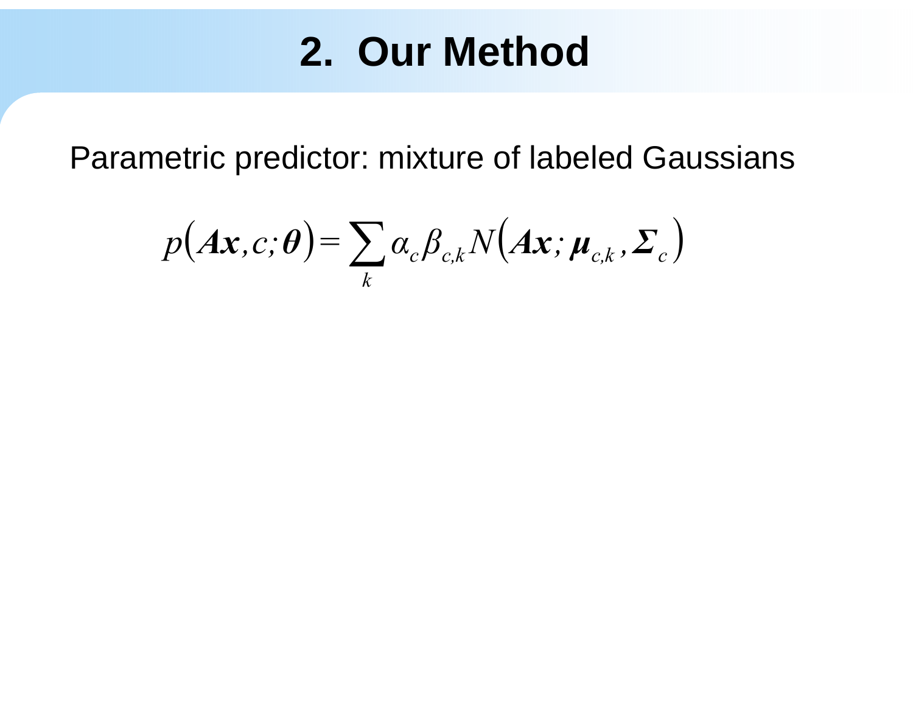# 2. Our Method

Parametric predictor: mixture of labeled Gaussians

$$p\left(\boldsymbol{A}\boldsymbol{x}, c; \boldsymbol{\theta}\right) = \sum_{k} \alpha_c \beta_{c,k} N\left(\boldsymbol{A}\boldsymbol{x}; \boldsymbol{\mu}_{c,k}, \boldsymbol{\Sigma}_c\right)$$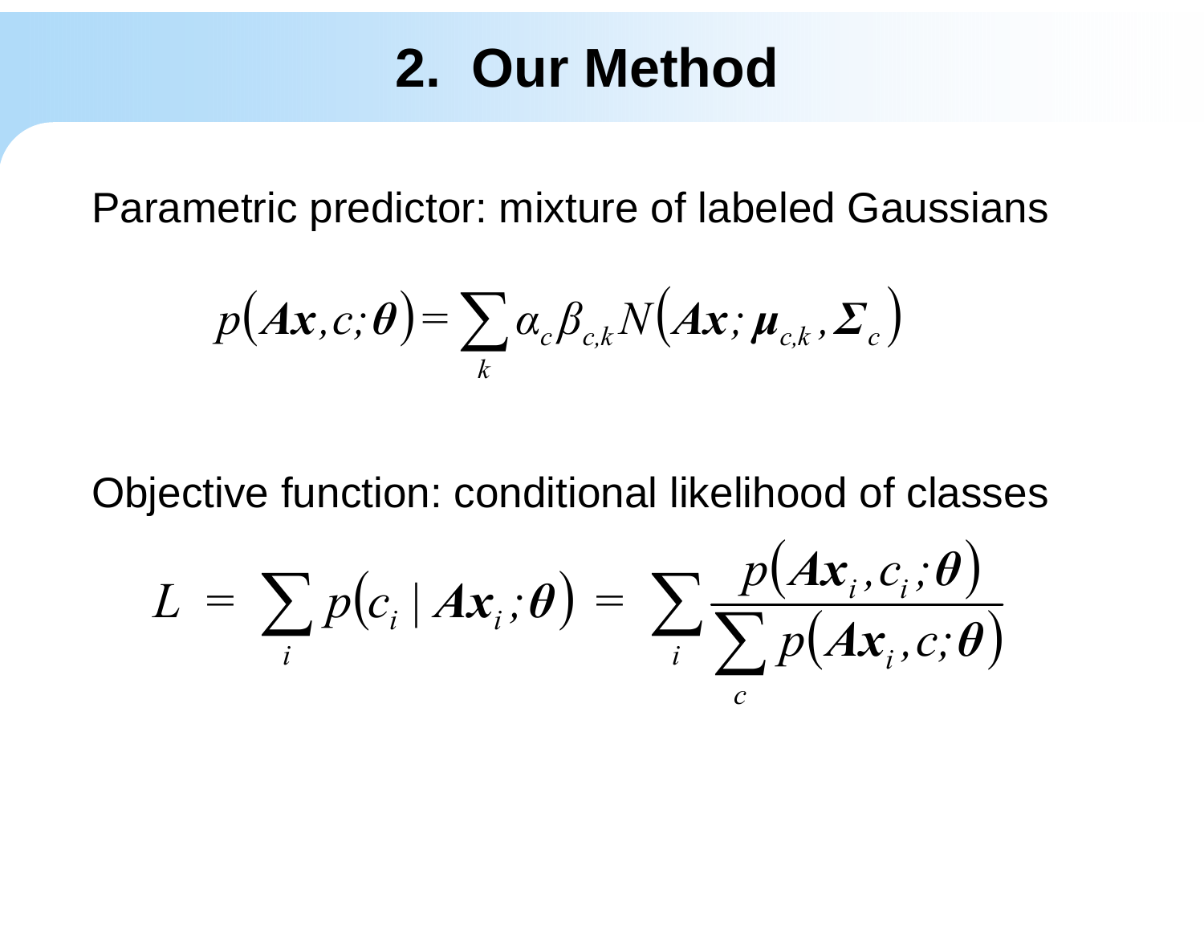# 2. Our Method

Parametric predictor: mixture of labeled Gaussians

$$p(\boldsymbol{Ax}, c; \boldsymbol{\theta}) = \sum_k \alpha_c \beta_{c,k} N(\boldsymbol{Ax}; \boldsymbol{\mu}_{c,k}, \boldsymbol{\Sigma}_c)$$

Objective function: conditional likelihood of classes

$$L = \sum_i p(c_i \mid \boldsymbol{Ax}_i; \boldsymbol{\theta}) = \sum_i \frac{p(\boldsymbol{Ax}_i, c_i; \boldsymbol{\theta})}{\sum_c p(\boldsymbol{Ax}_i, c; \boldsymbol{\theta})}$$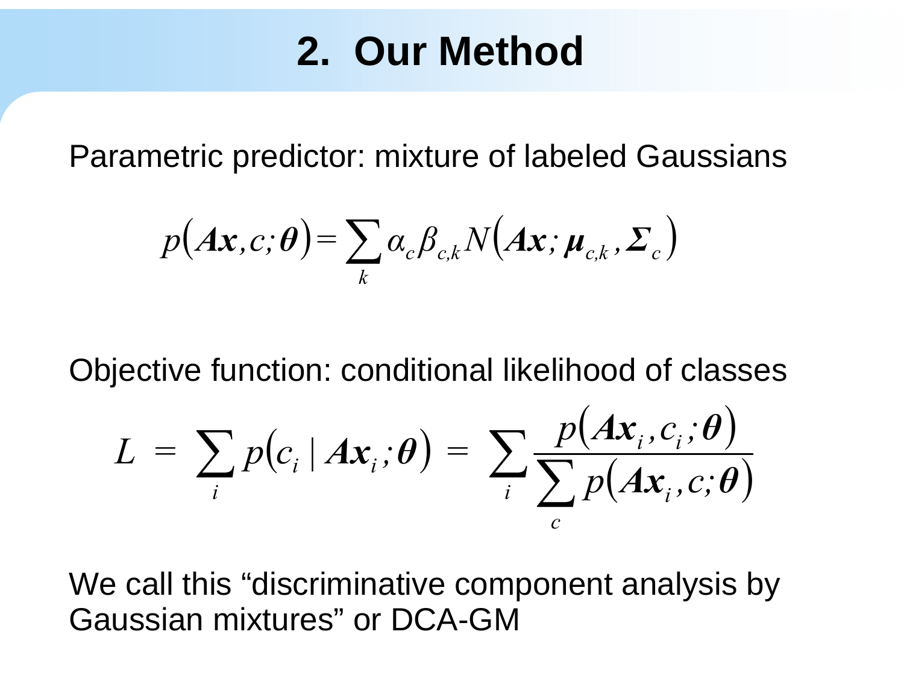# 2. Our Method

Parametric predictor: mixture of labeled Gaussians

$$p(\boldsymbol{Ax}, c; \boldsymbol{\theta}) = \sum_k \alpha_c \beta_{c,k} N(\boldsymbol{Ax}; \boldsymbol{\mu}_{c,k}, \boldsymbol{\Sigma}_c)$$

Objective function: conditional likelihood of classes

$$L = \sum_i p(c_i \mid \boldsymbol{Ax}_i; \boldsymbol{\theta}) = \sum_i \frac{p(\boldsymbol{Ax}_i, c_i; \boldsymbol{\theta})}{\sum_c p(\boldsymbol{Ax}_i, c; \boldsymbol{\theta})}$$

We call this “discriminative component analysis by Gaussian mixtures” or DCA-GM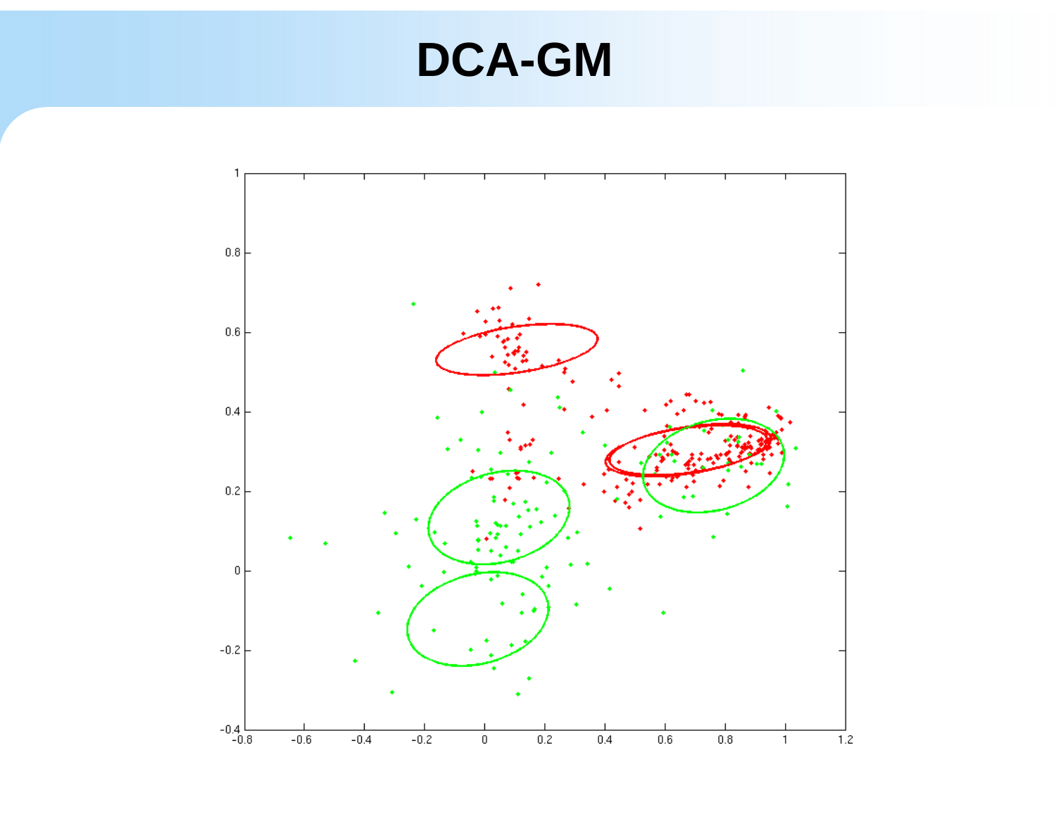# DCA-GM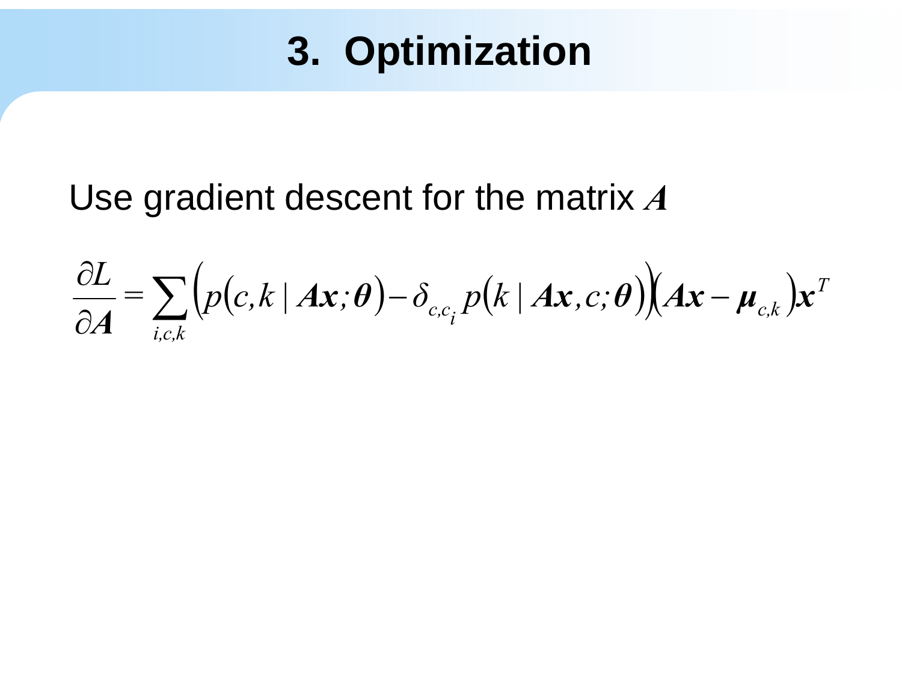# 3. Optimization

Use gradient descent for the matrix $\boldsymbol{A}$

$$\frac{\partial L}{\partial \boldsymbol{A}} = \sum_{i,c,k} \left( p\left(c,k \mid \boldsymbol{A}\boldsymbol{x};\boldsymbol{\theta}\right) - \delta_{c,c_i}\, p\left(k \mid \boldsymbol{A}\boldsymbol{x}, c;\boldsymbol{\theta}\right) \right)\left(\boldsymbol{A}\boldsymbol{x} - \boldsymbol{\mu}_{c,k}\right)\boldsymbol{x}^T$$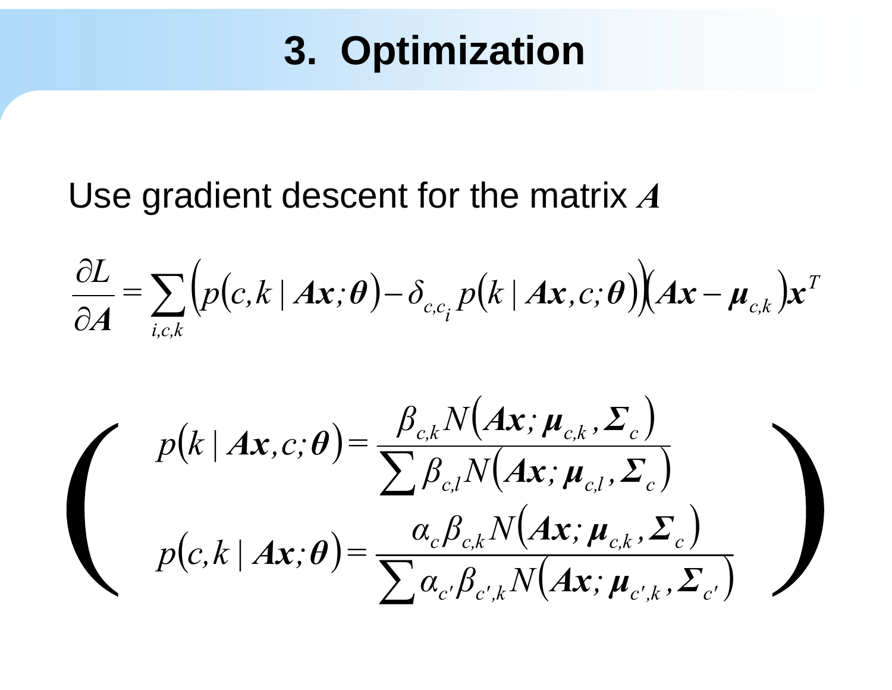# 3. Optimization

Use gradient descent for the matrix $\boldsymbol{A}$

$$\frac{\partial L}{\partial \boldsymbol{A}} = \sum_{i,c,k} \left( p(c,k \mid \boldsymbol{A}\boldsymbol{x};\boldsymbol{\theta}) - \delta_{c,c_i} p(k \mid \boldsymbol{A}\boldsymbol{x}, c;\boldsymbol{\theta}) \right) \left( \boldsymbol{A}\boldsymbol{x} - \boldsymbol{\mu}_{c,k} \right) \boldsymbol{x}^T$$

$$\left( \begin{array}{l} p(k \mid \boldsymbol{A}\boldsymbol{x}, c;\boldsymbol{\theta}) = \dfrac{\beta_{c,k} N\left(\boldsymbol{A}\boldsymbol{x}; \boldsymbol{\mu}_{c,k}, \boldsymbol{\Sigma}_c\right)}{\sum \beta_{c,l} N\left(\boldsymbol{A}\boldsymbol{x}; \boldsymbol{\mu}_{c,l}, \boldsymbol{\Sigma}_c\right)} \\[2ex] p(c,k \mid \boldsymbol{A}\boldsymbol{x};\boldsymbol{\theta}) = \dfrac{\alpha_c \beta_{c,k} N\left(\boldsymbol{A}\boldsymbol{x}; \boldsymbol{\mu}_{c,k}, \boldsymbol{\Sigma}_c\right)}{\sum \alpha_{c'} \beta_{c',k} N\left(\boldsymbol{A}\boldsymbol{x}; \boldsymbol{\mu}_{c',k}, \boldsymbol{\Sigma}_{c'}\right)} \end{array} \right)$$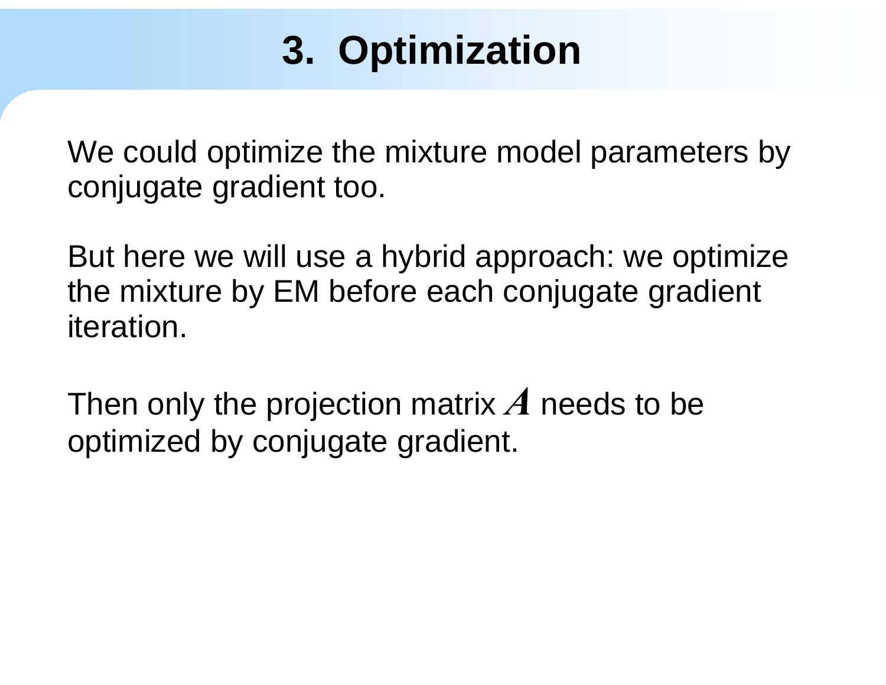# 3. Optimization

We could optimize the mixture model parameters by conjugate gradient too.

But here we will use a hybrid approach: we optimize the mixture by EM before each conjugate gradient iteration.

Then only the projection matrix $A$ needs to be optimized by conjugate gradient.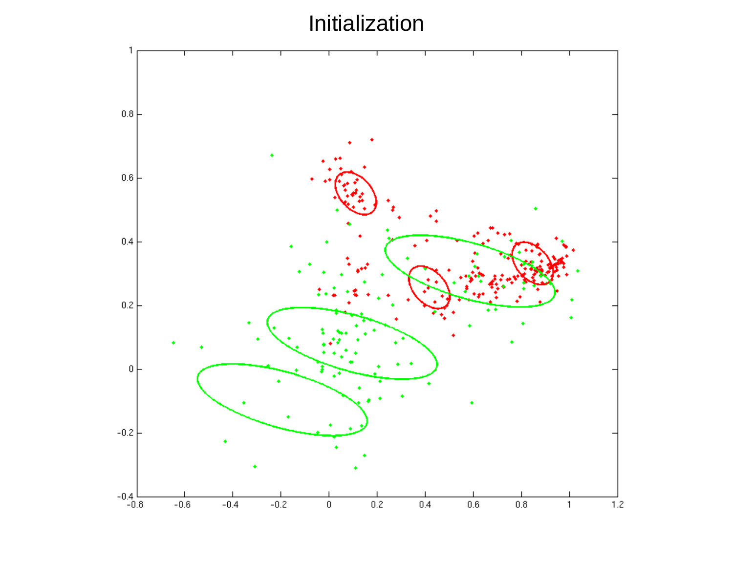# Initialization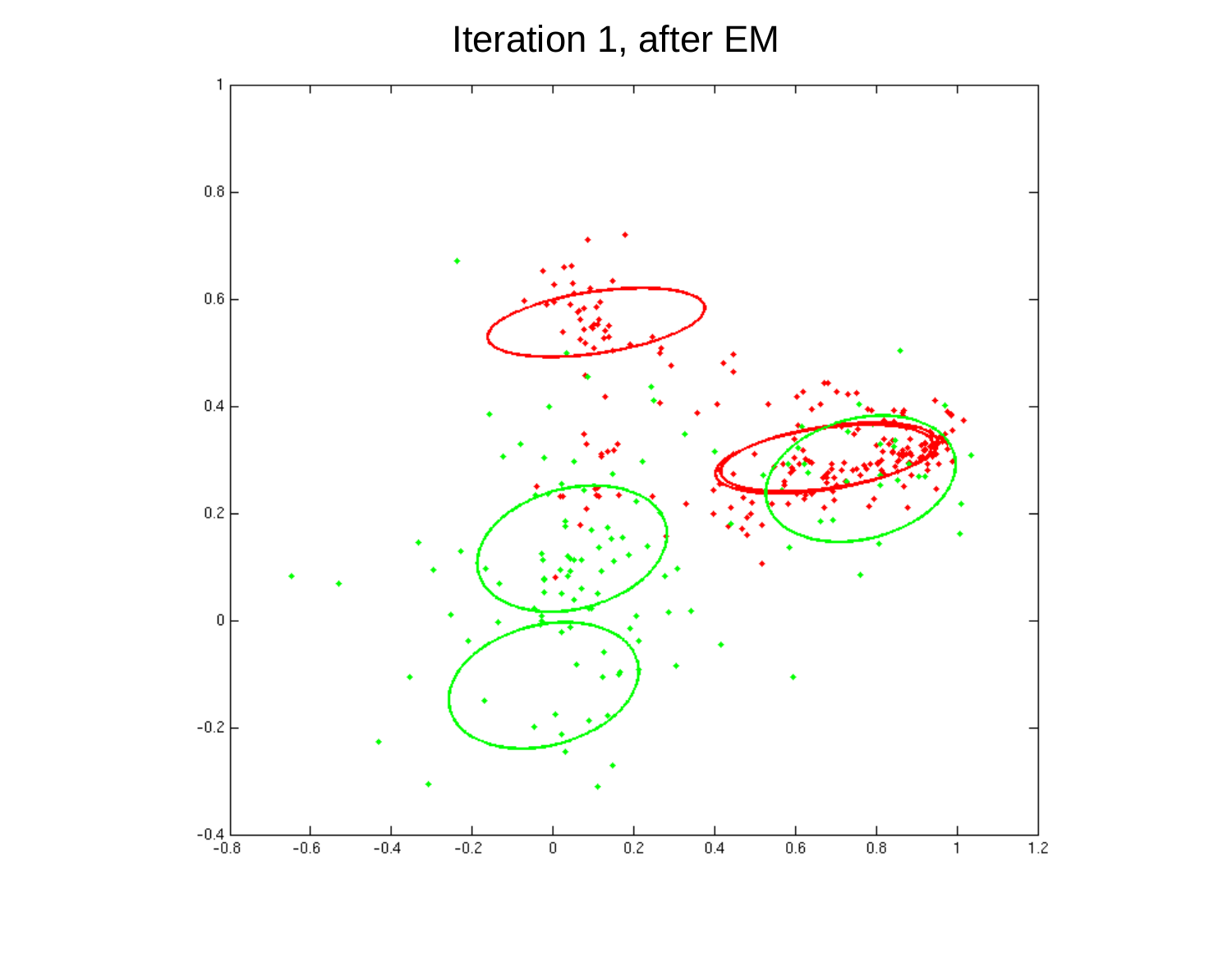# Iteration 1, after EM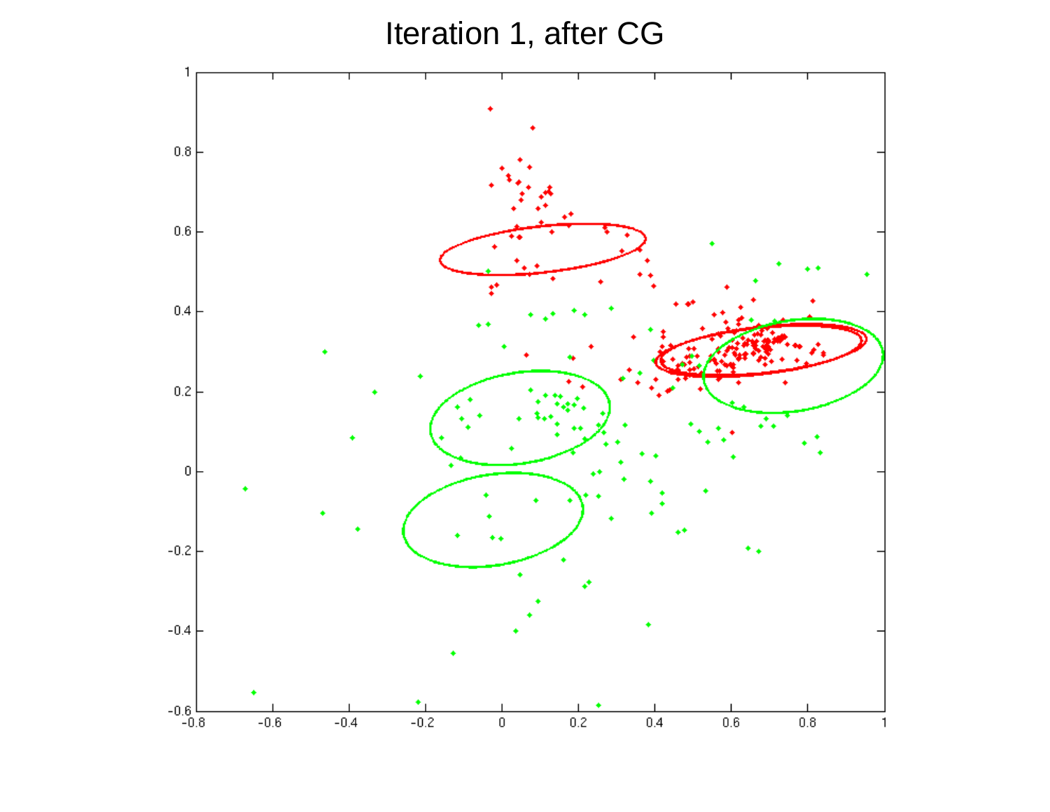# Iteration 1, after CG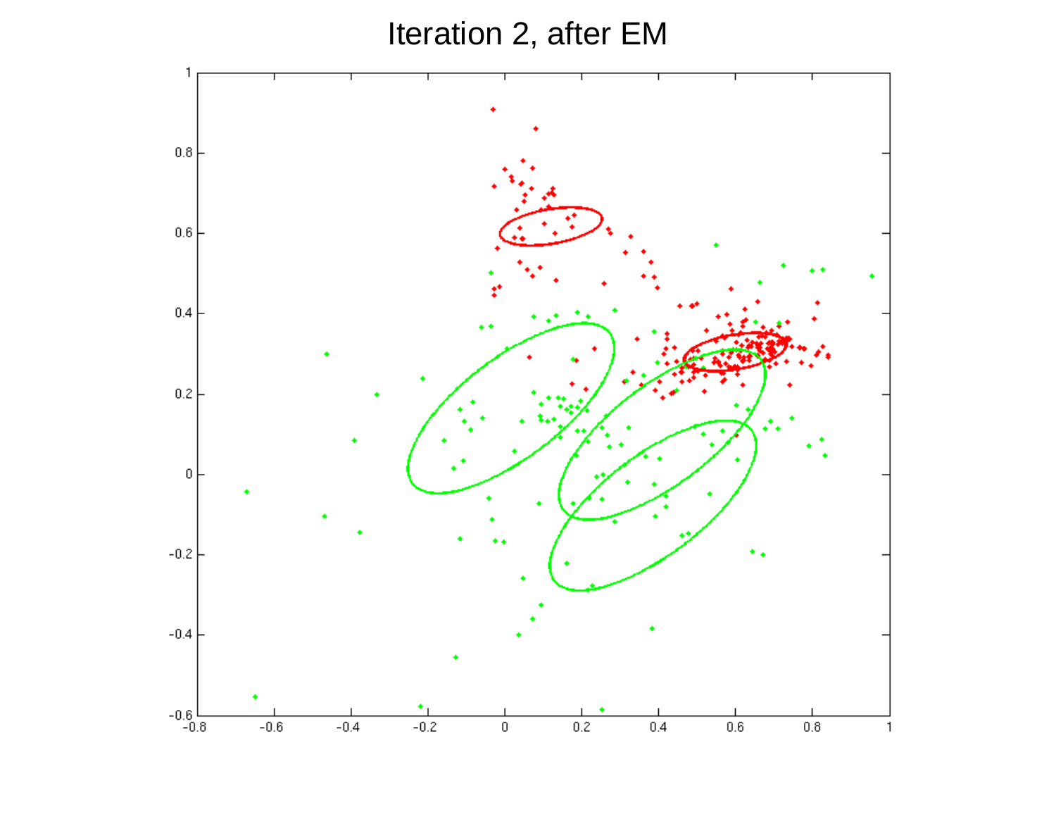# Iteration 2, after EM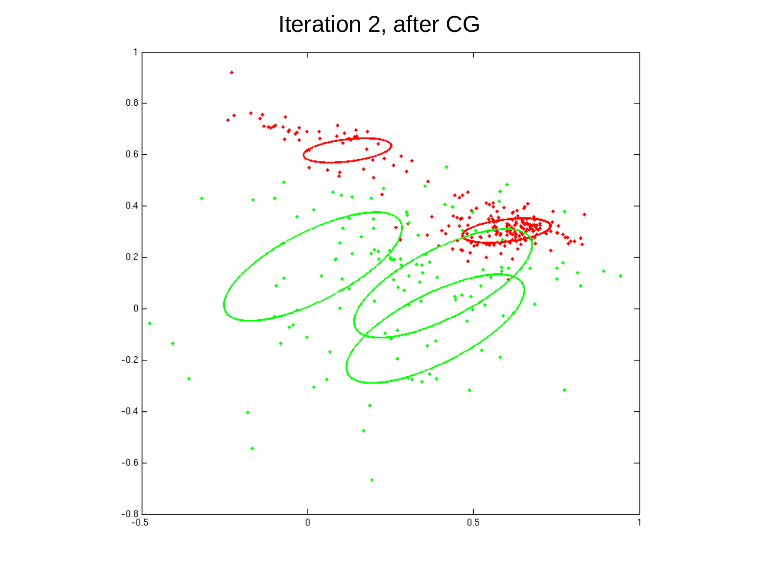# Iteration 2, after CG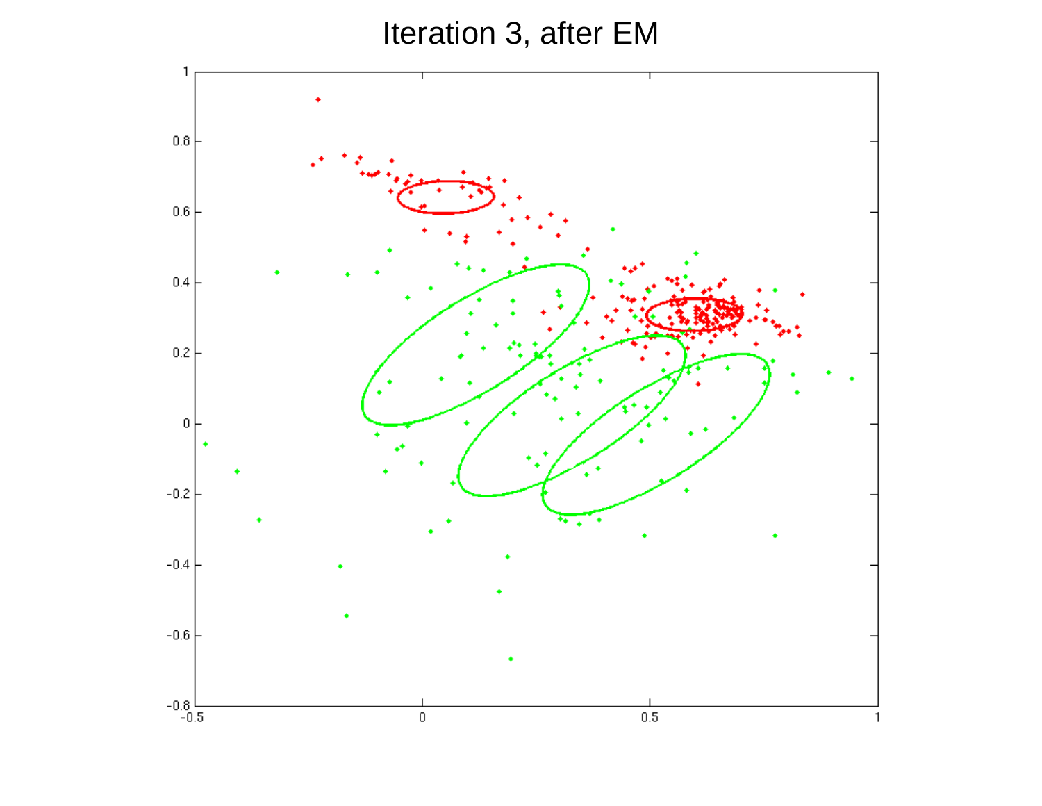# Iteration 3, after EM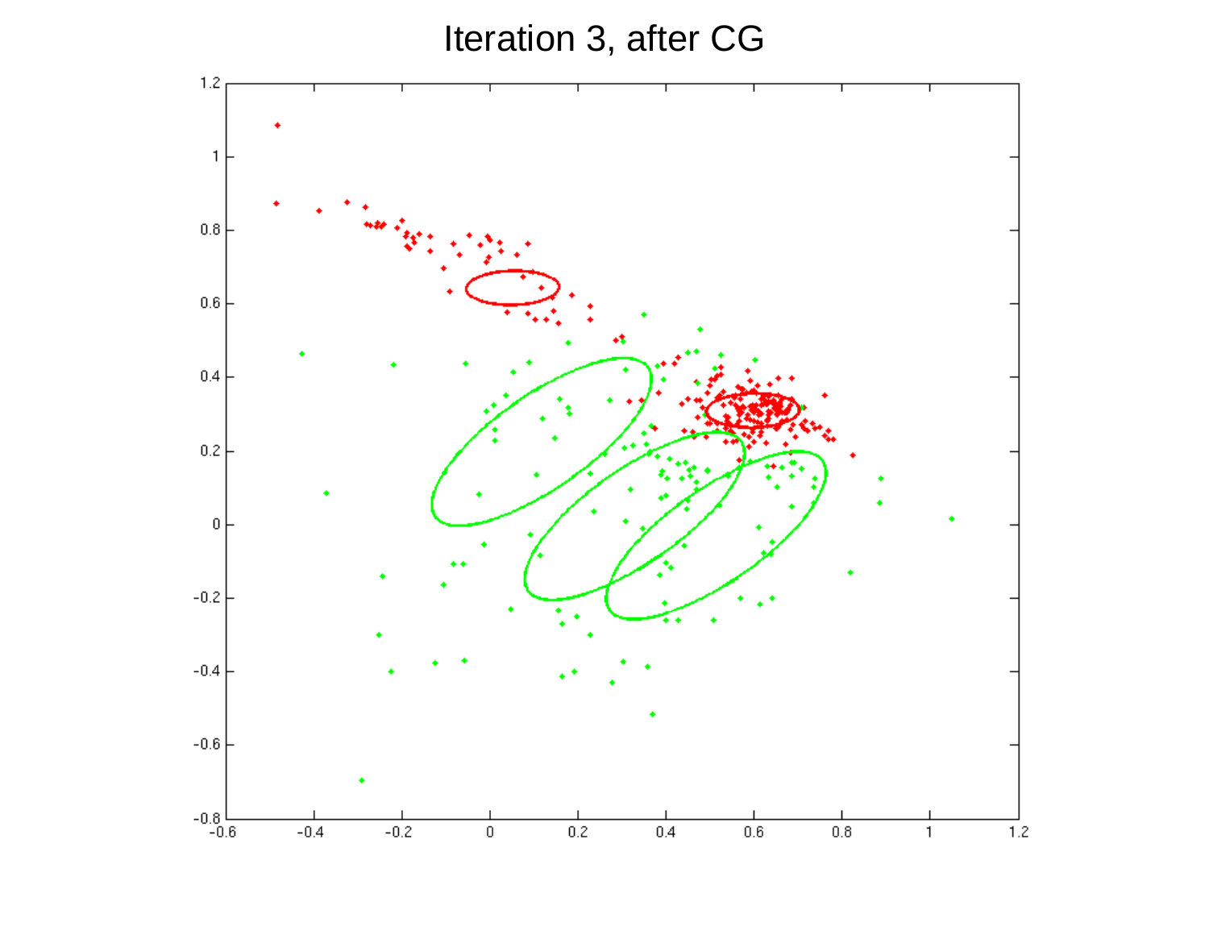# Iteration 3, after CG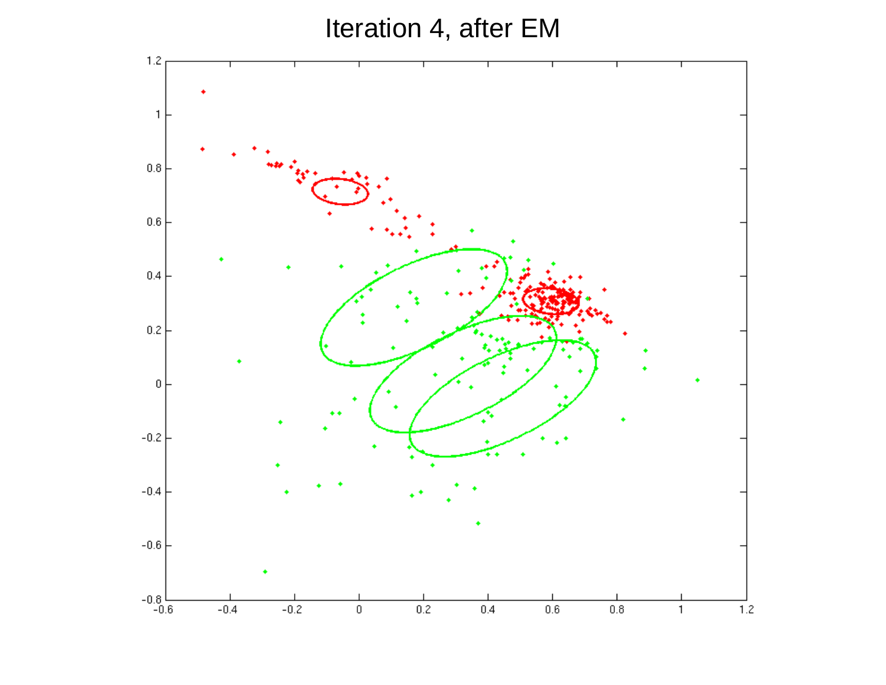# Iteration 4, after EM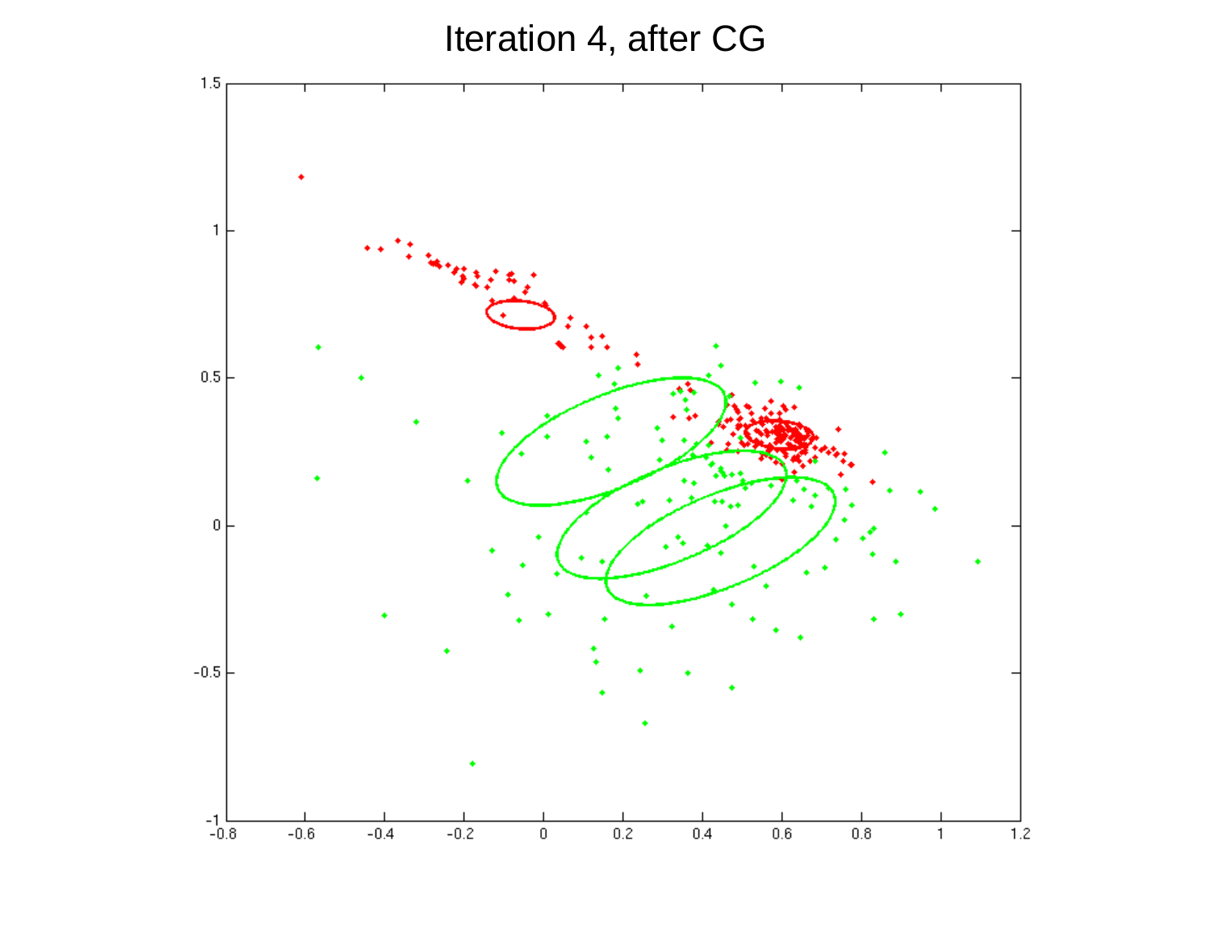# Iteration 4, after CG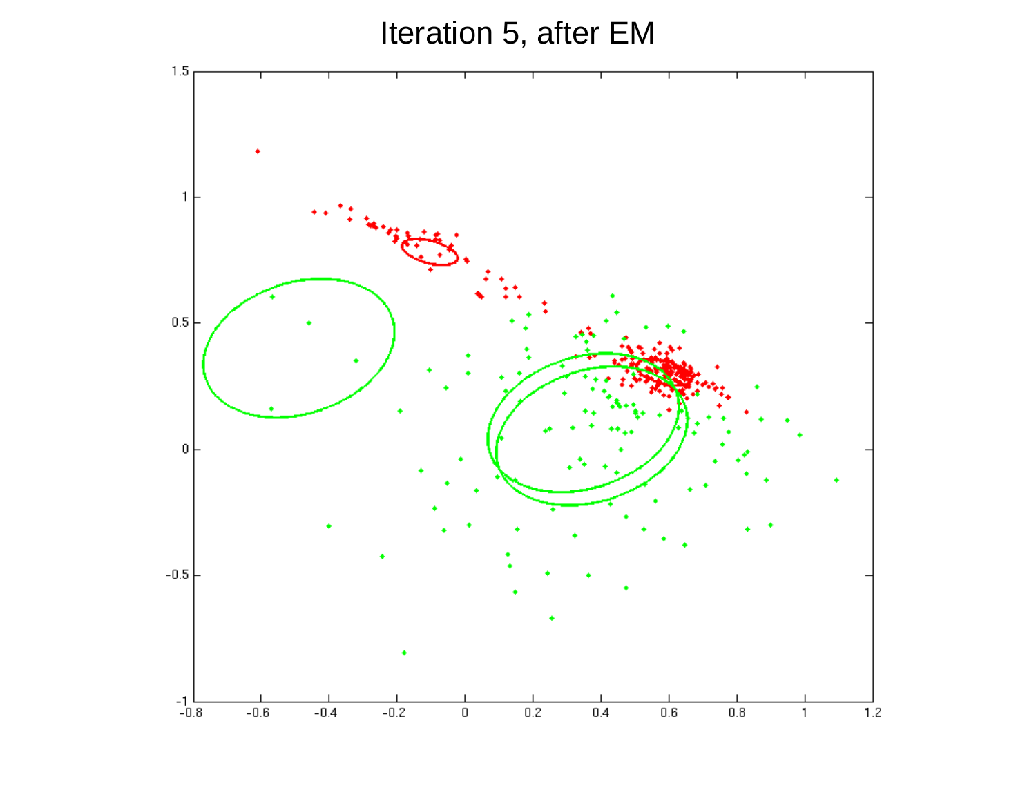# Iteration 5, after EM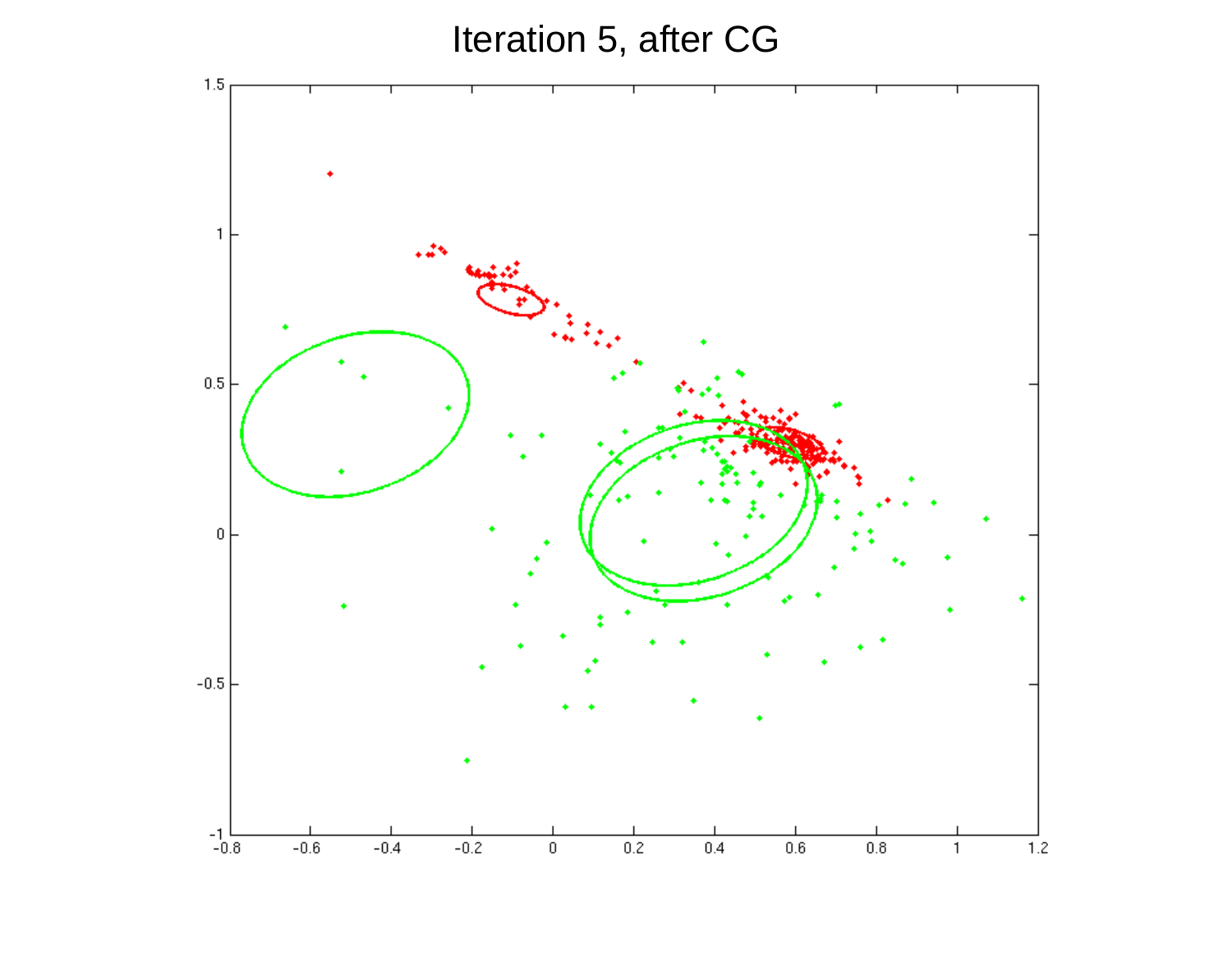# Iteration 5, after CG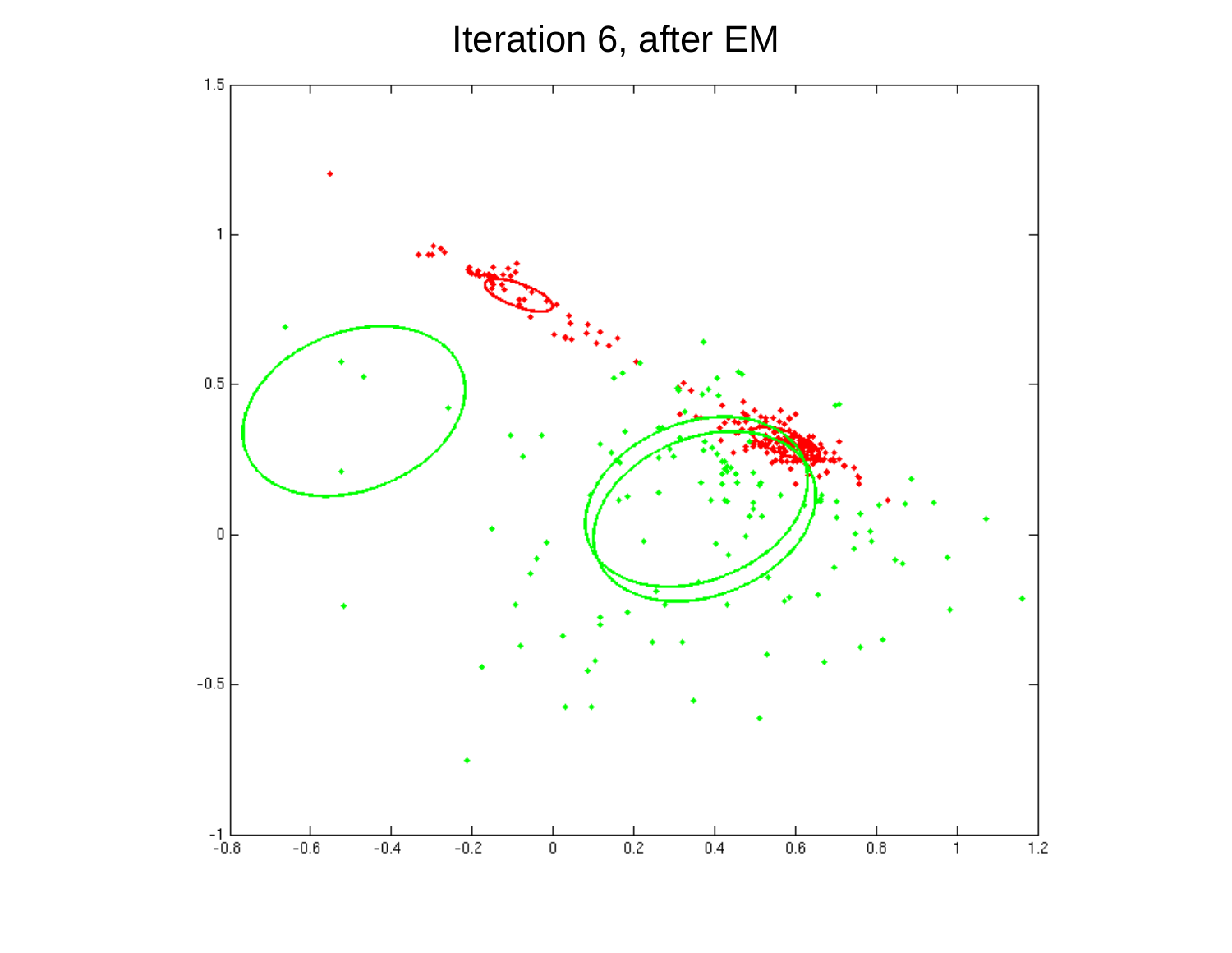# Iteration 6, after EM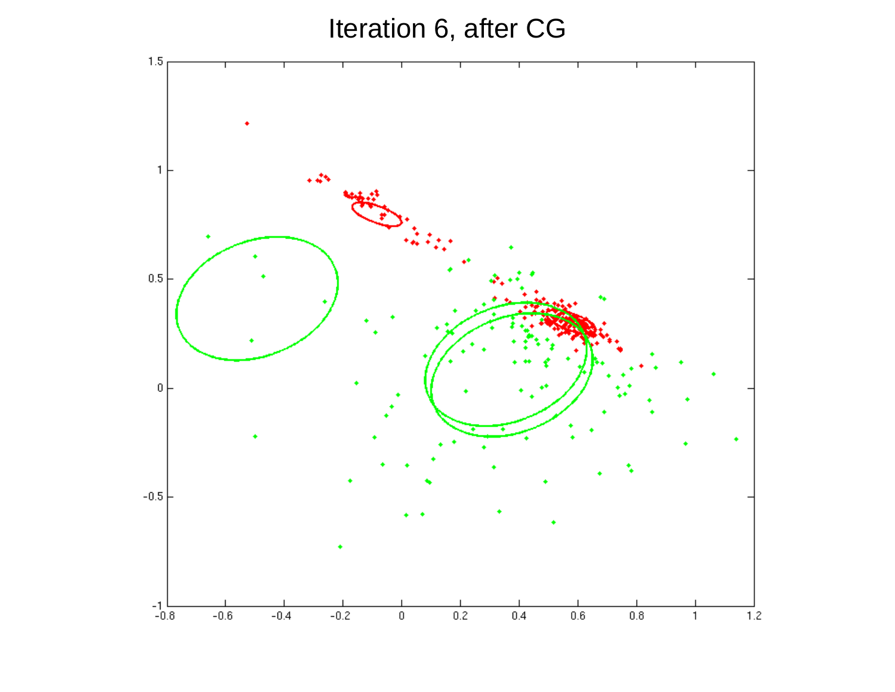# Iteration 6, after CG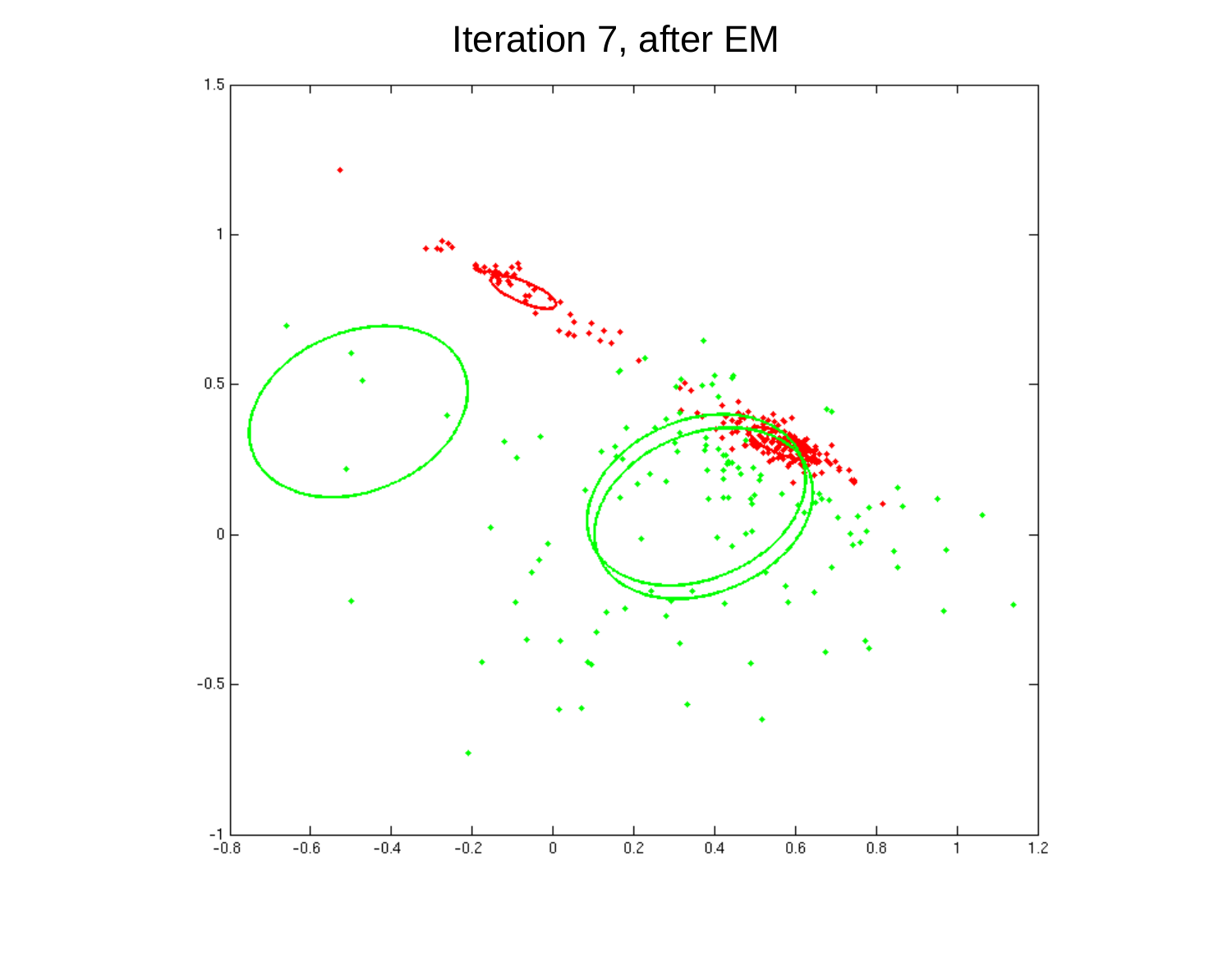# Iteration 7, after EM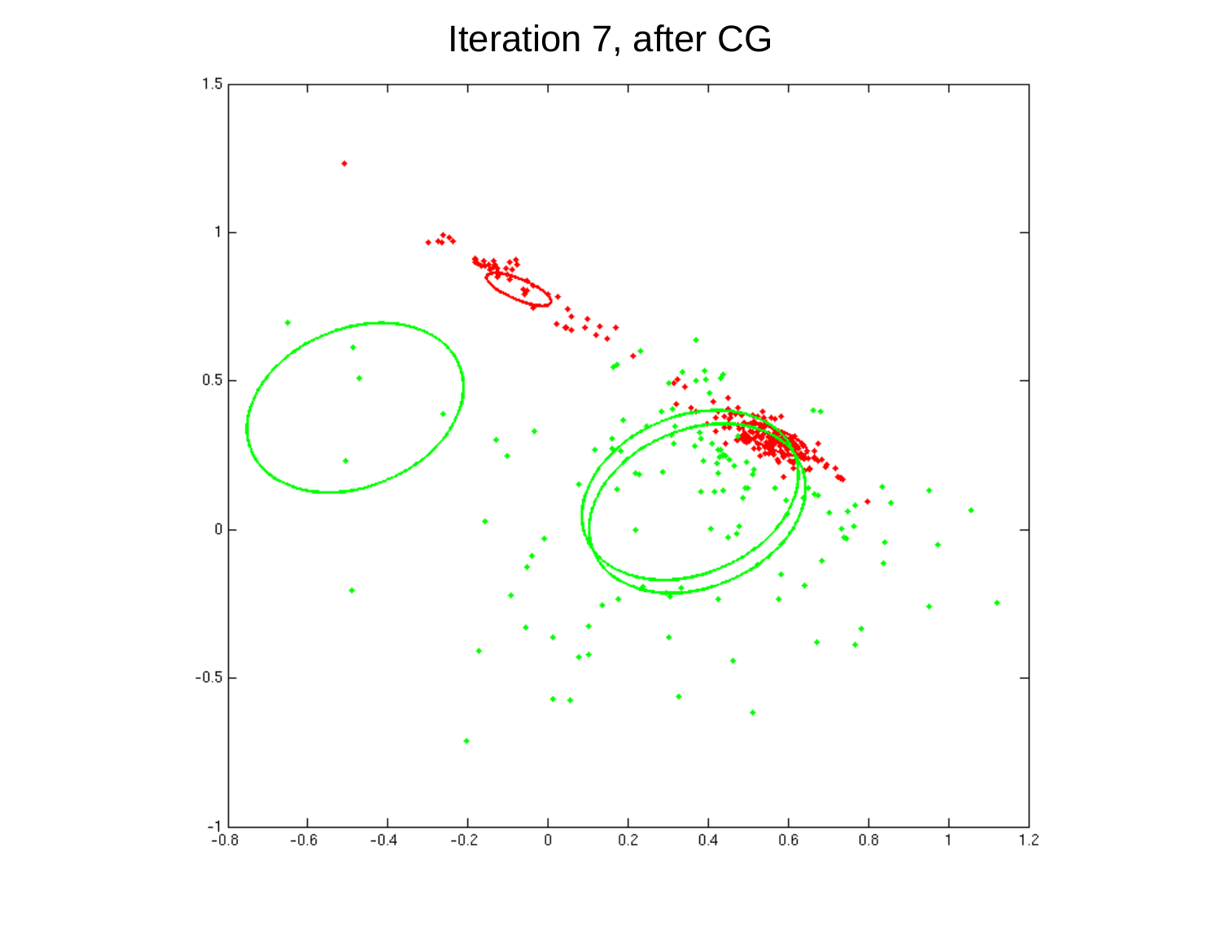# Iteration 7, after CG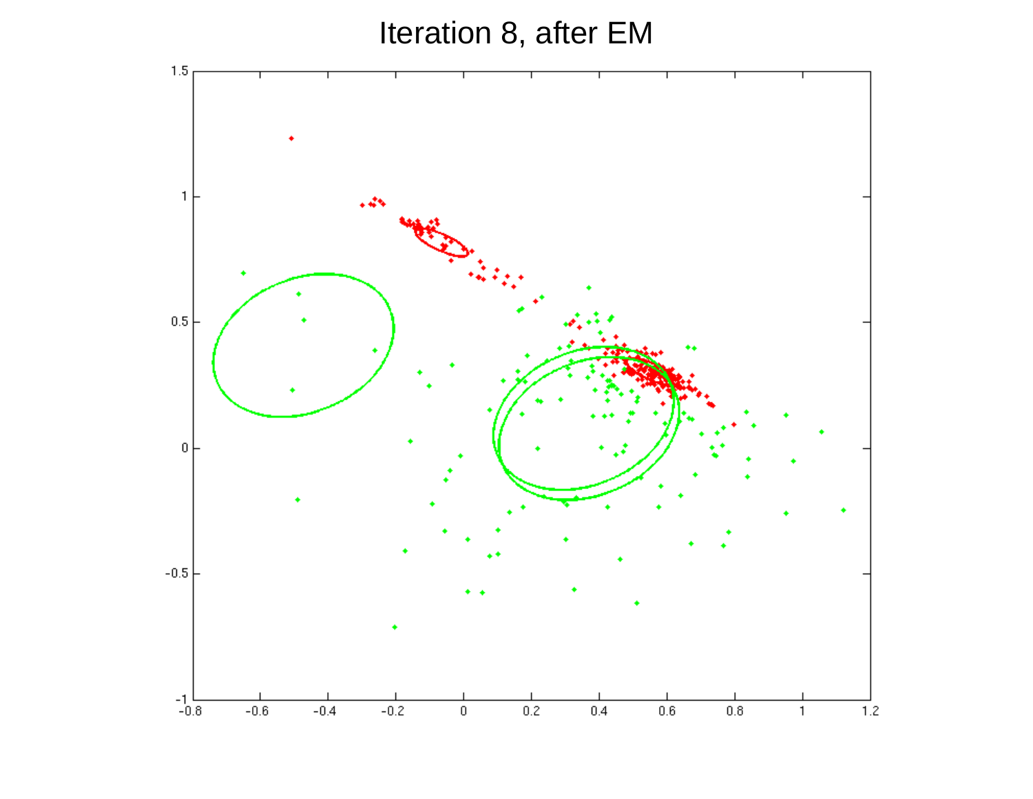# Iteration 8, after EM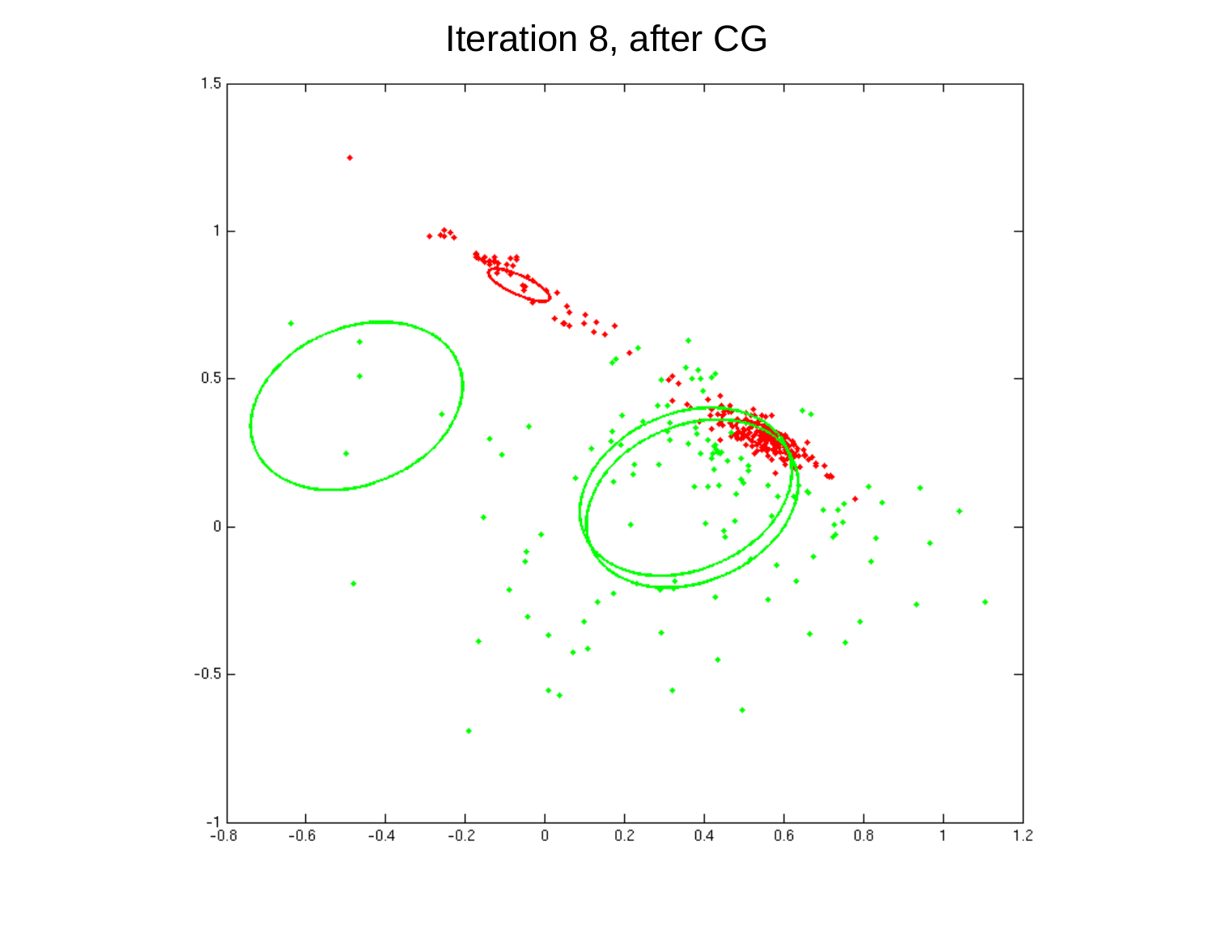# Iteration 8, after CG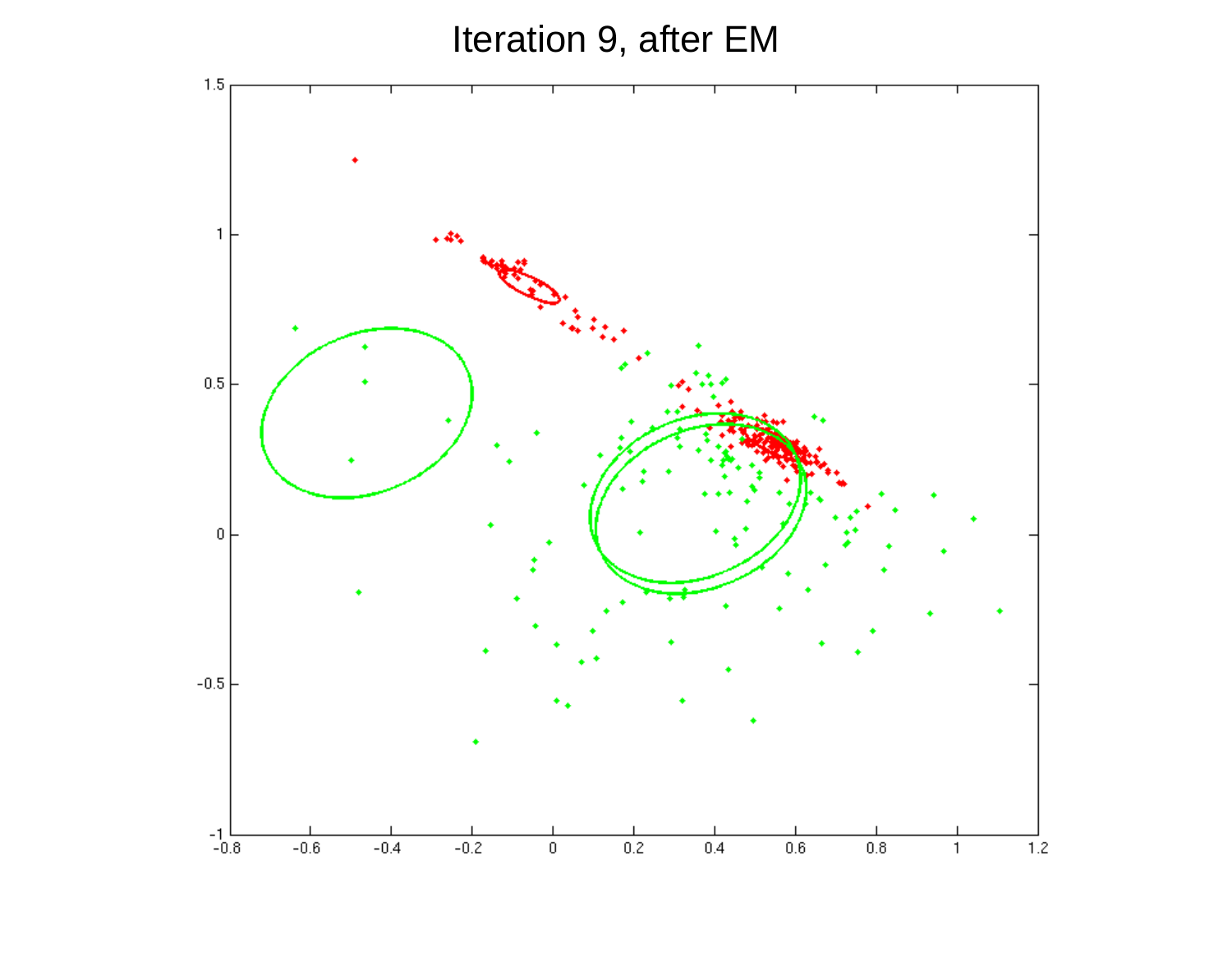# Iteration 9, after EM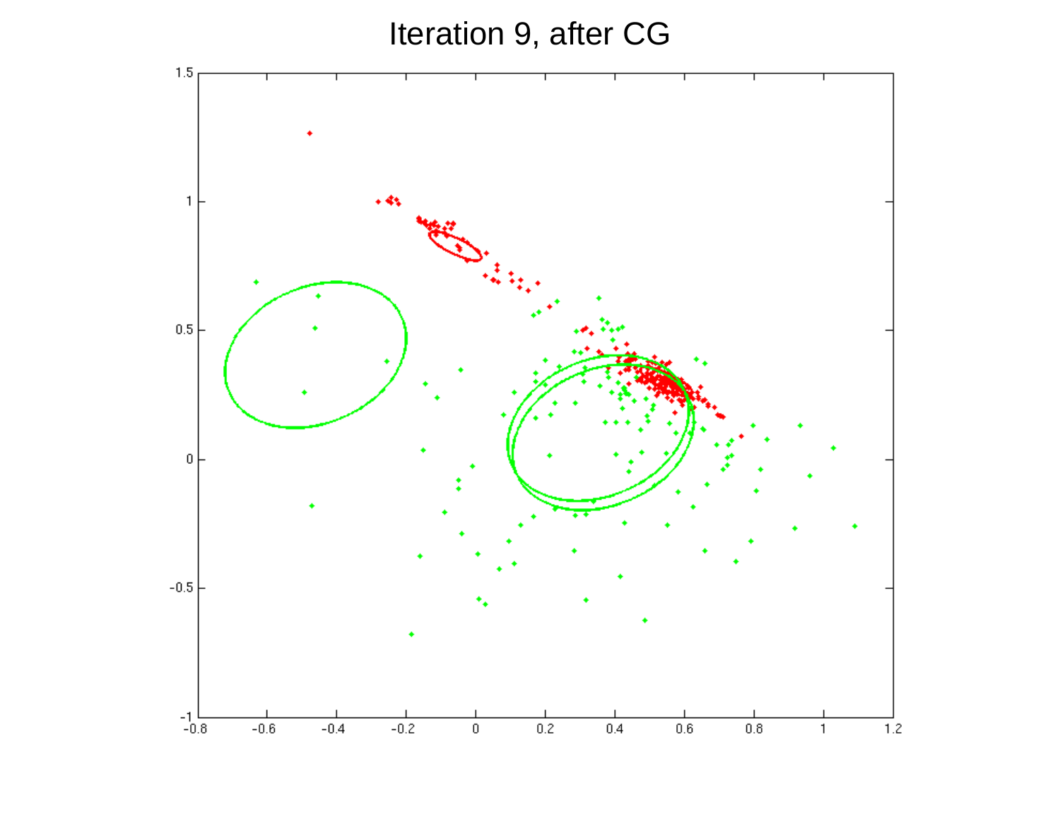# Iteration 9, after CG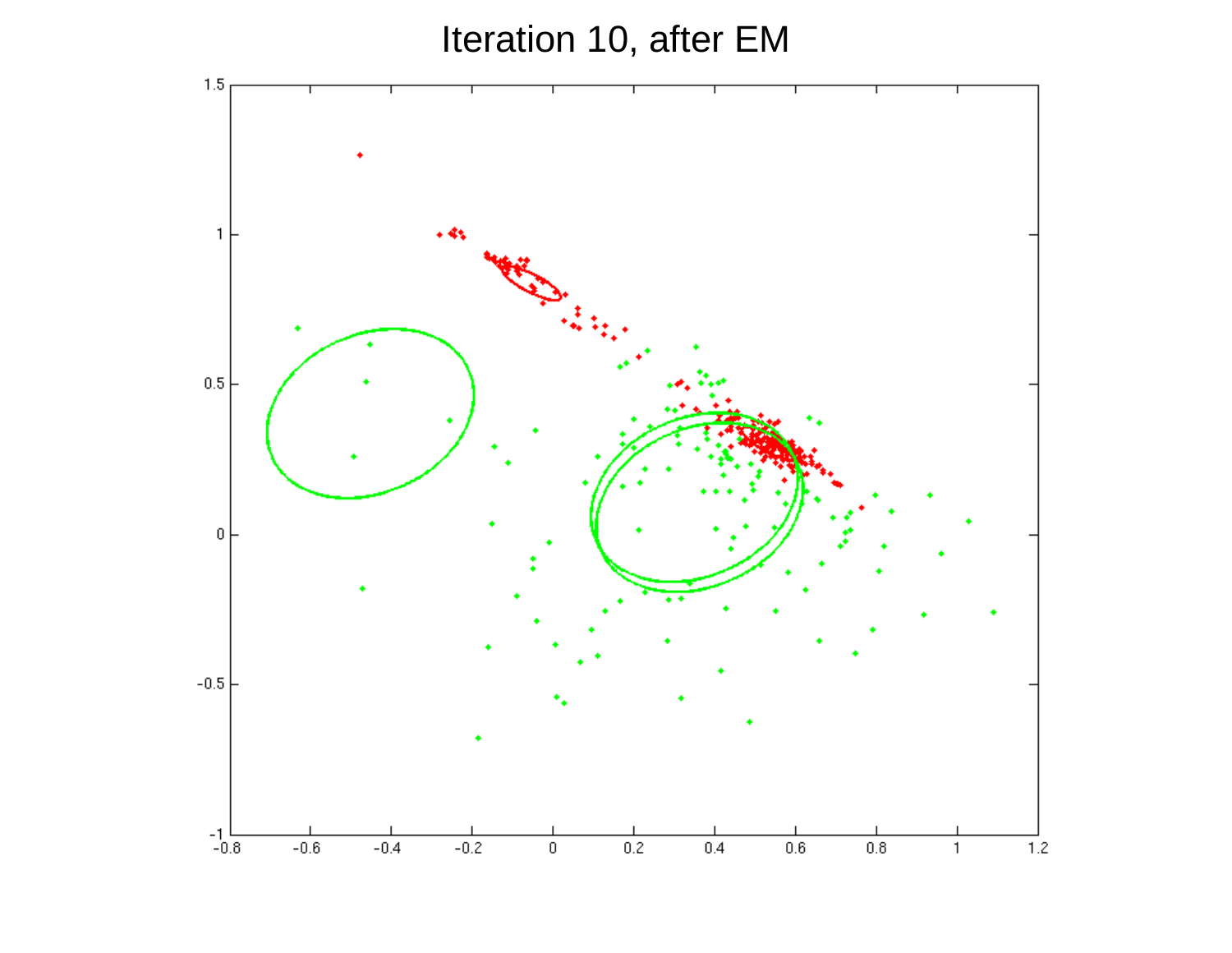# Iteration 10, after EM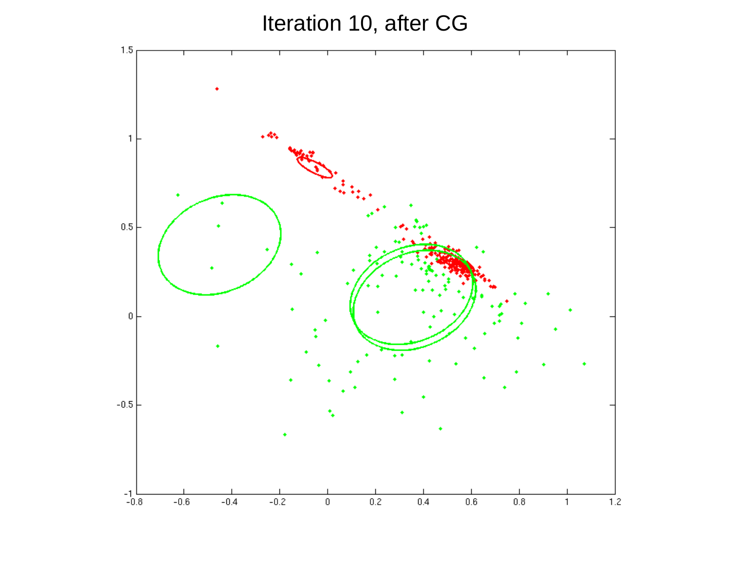# Iteration 10, after CG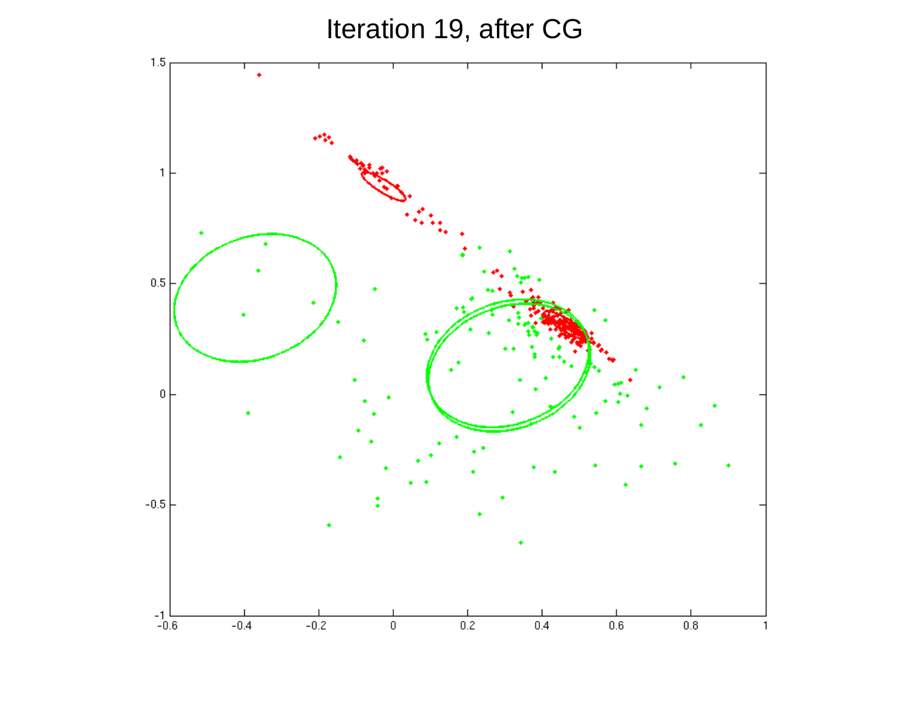# Iteration 19, after CG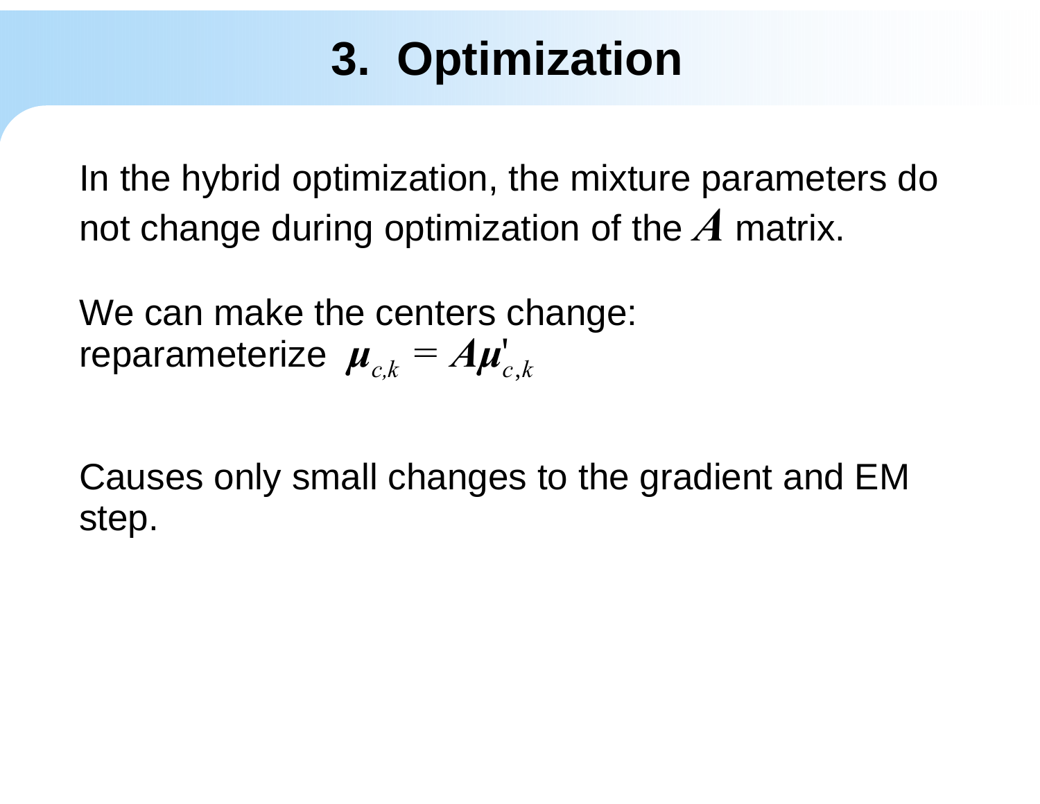# 3. Optimization

In the hybrid optimization, the mixture parameters do not change during optimization of the $\boldsymbol{A}$ matrix.

We can make the centers change:
reparameterize $\boldsymbol{\mu}_{c,k} = \boldsymbol{A}\boldsymbol{\mu}'_{c,k}$

Causes only small changes to the gradient and EM step.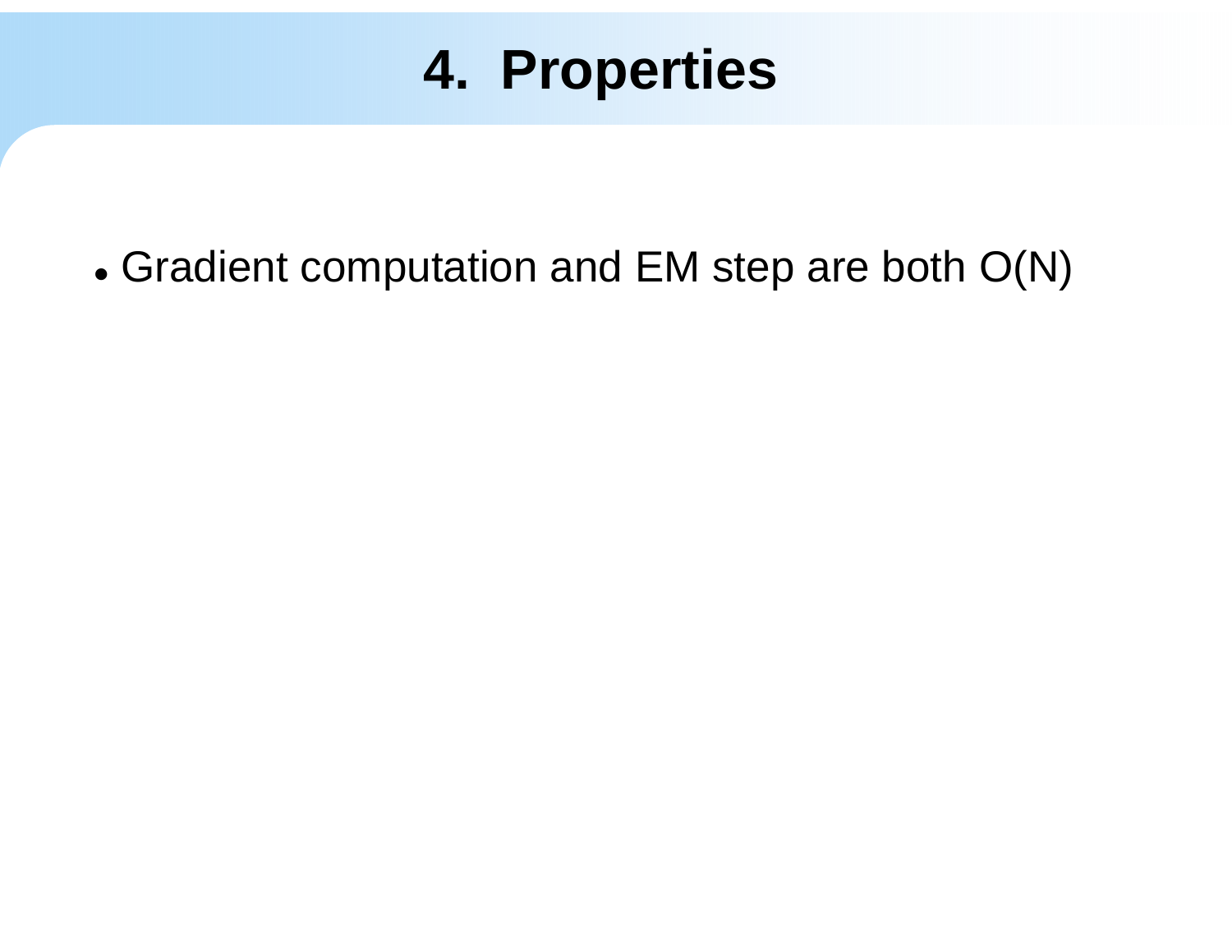# 4. Properties

- Gradient computation and EM step are both O(N)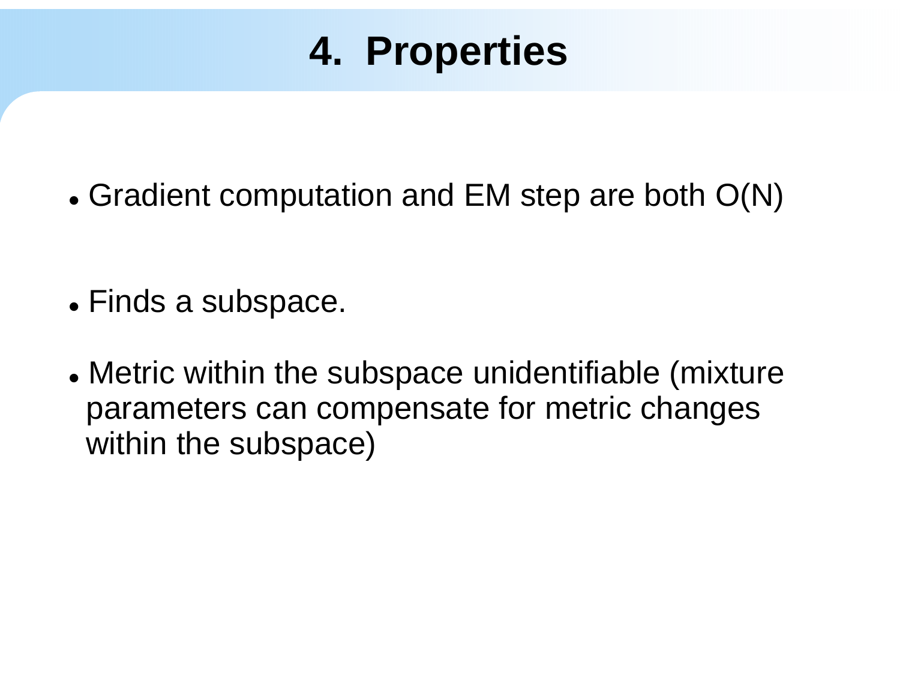# 4. Properties

- Gradient computation and EM step are both O(N)

- Finds a subspace.

- Metric within the subspace unidentifiable (mixture parameters can compensate for metric changes within the subspace)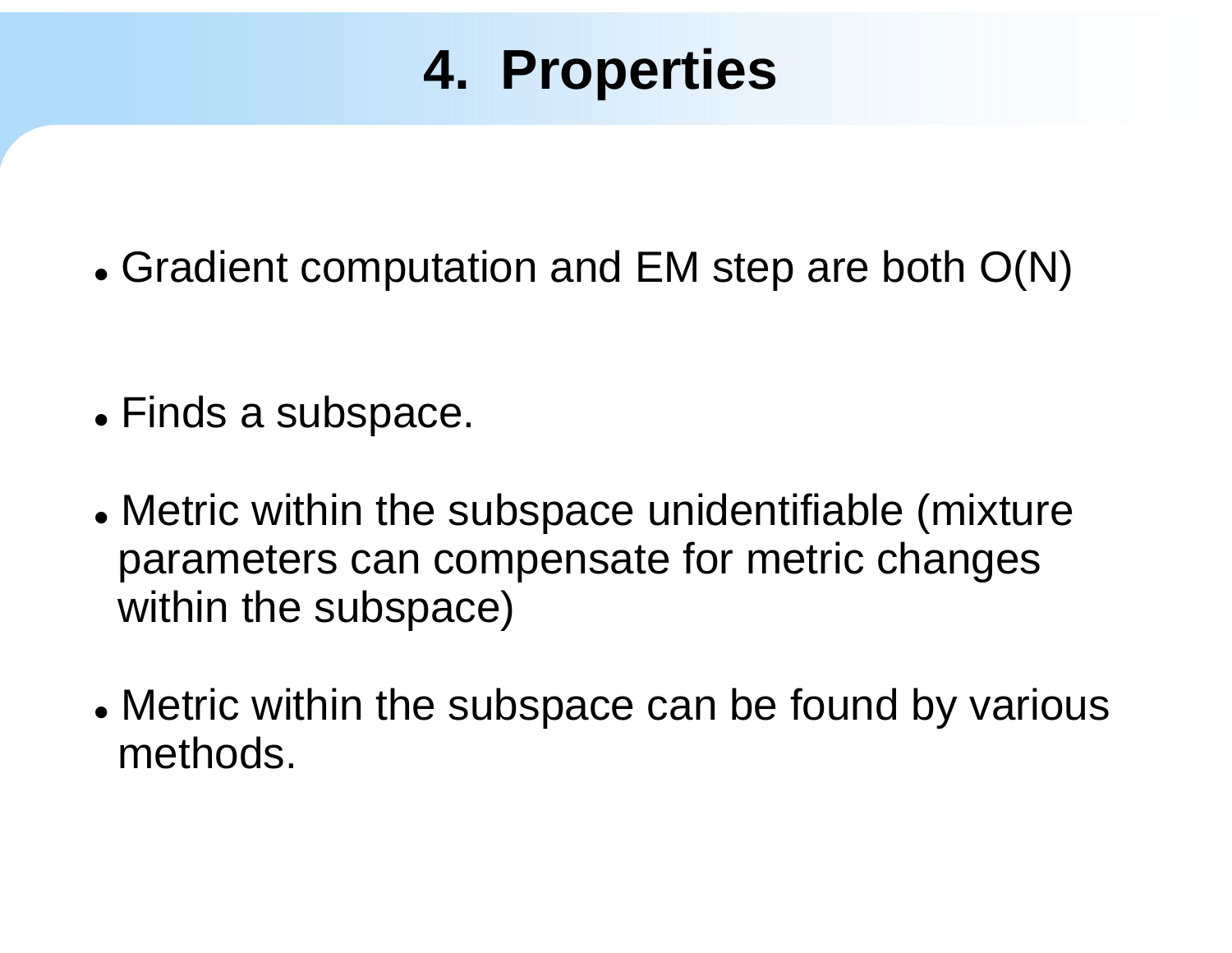# 4. Properties

- Gradient computation and EM step are both O(N)

- Finds a subspace.

- Metric within the subspace unidentifiable (mixture parameters can compensate for metric changes within the subspace)

- Metric within the subspace can be found by various methods.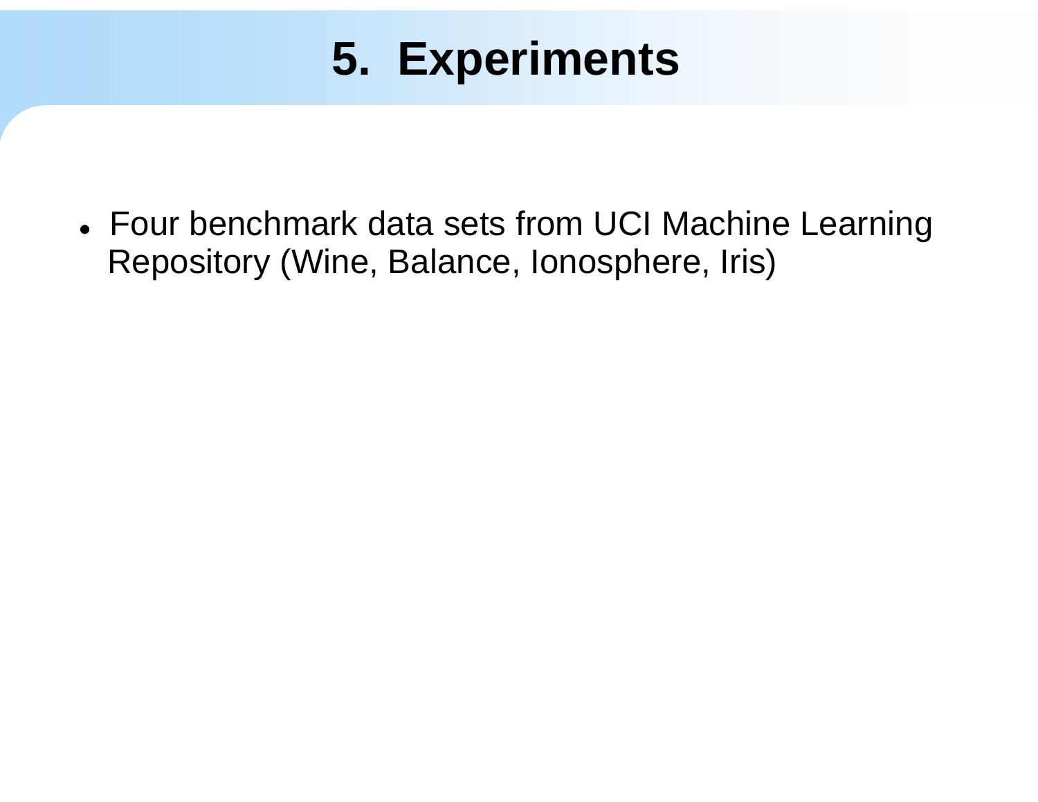# 5. Experiments

- Four benchmark data sets from UCI Machine Learning Repository (Wine, Balance, Ionosphere, Iris)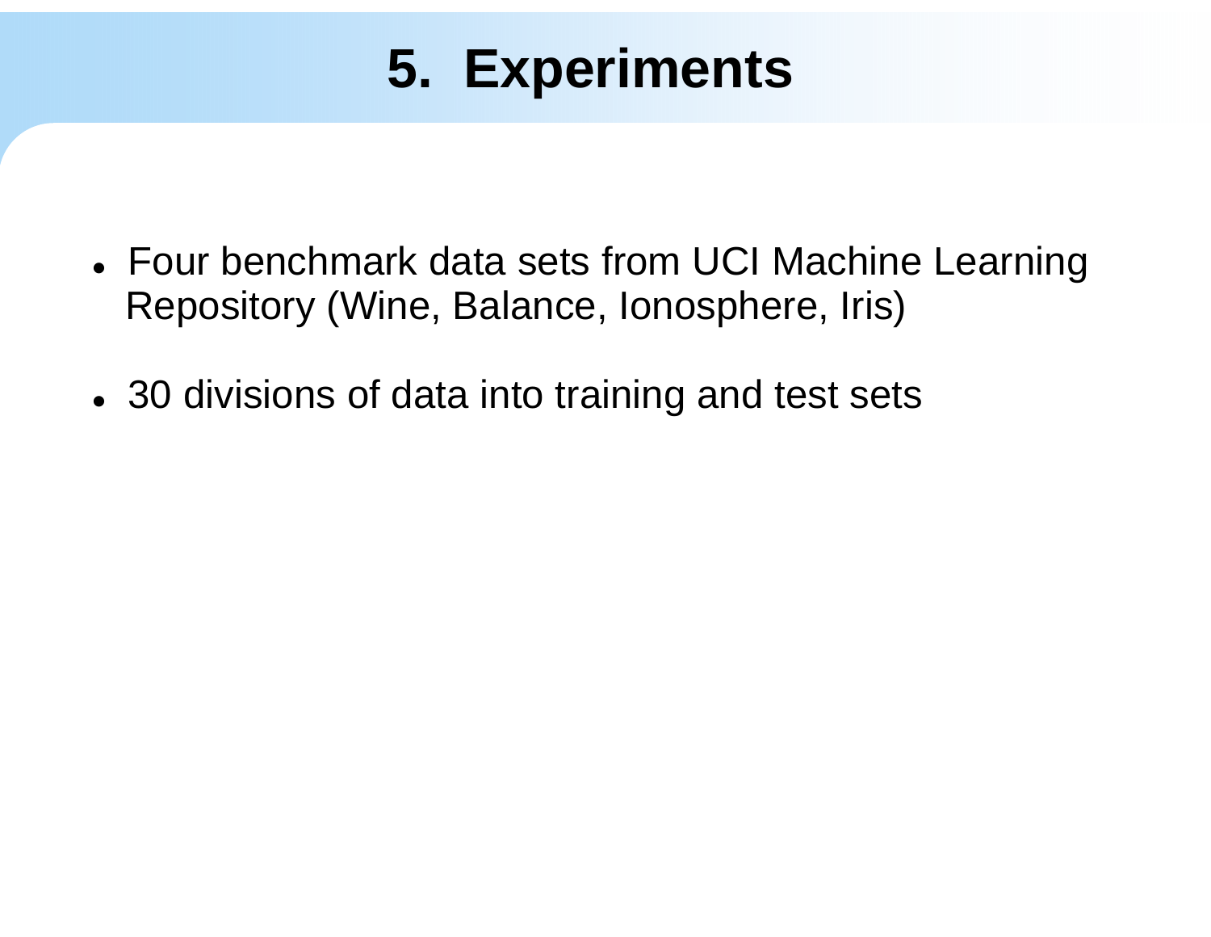# 5. Experiments

- Four benchmark data sets from UCI Machine Learning Repository (Wine, Balance, Ionosphere, Iris)
- 30 divisions of data into training and test sets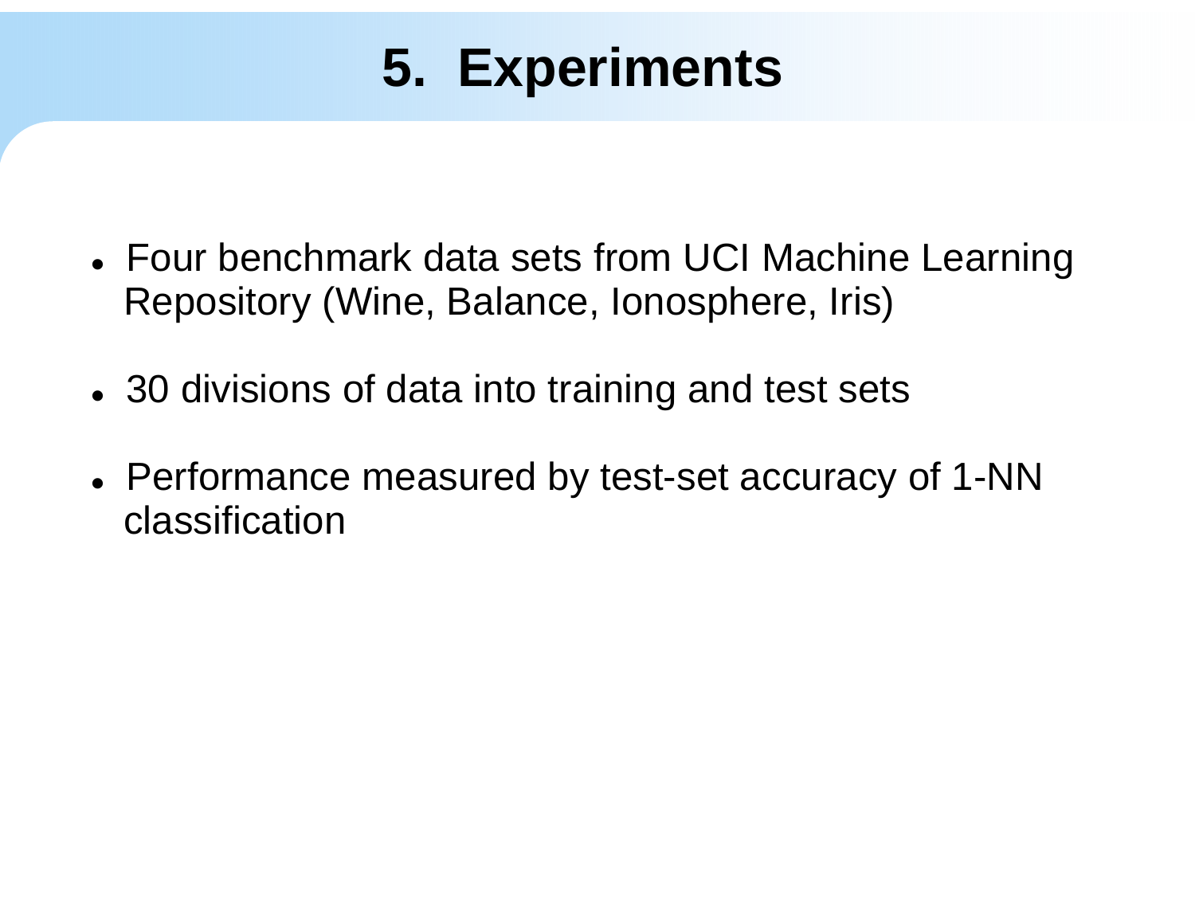# 5. Experiments

- Four benchmark data sets from UCI Machine Learning Repository (Wine, Balance, Ionosphere, Iris)
- 30 divisions of data into training and test sets
- Performance measured by test-set accuracy of 1-NN classification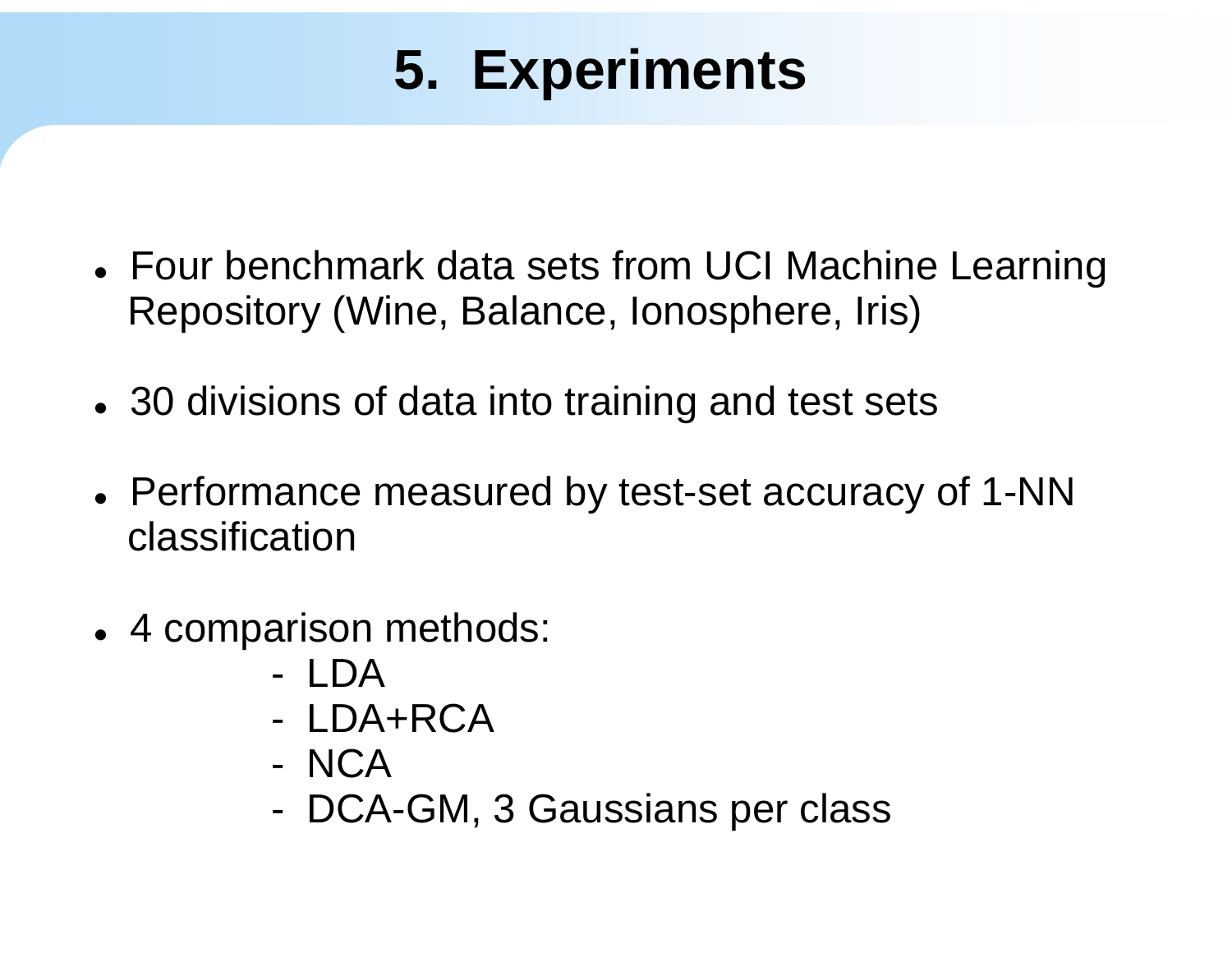# 5. Experiments

- Four benchmark data sets from UCI Machine Learning Repository (Wine, Balance, Ionosphere, Iris)
- 30 divisions of data into training and test sets
- Performance measured by test-set accuracy of 1-NN classification
- 4 comparison methods:
  - LDA
  - LDA+RCA
  - NCA
  - DCA-GM, 3 Gaussians per class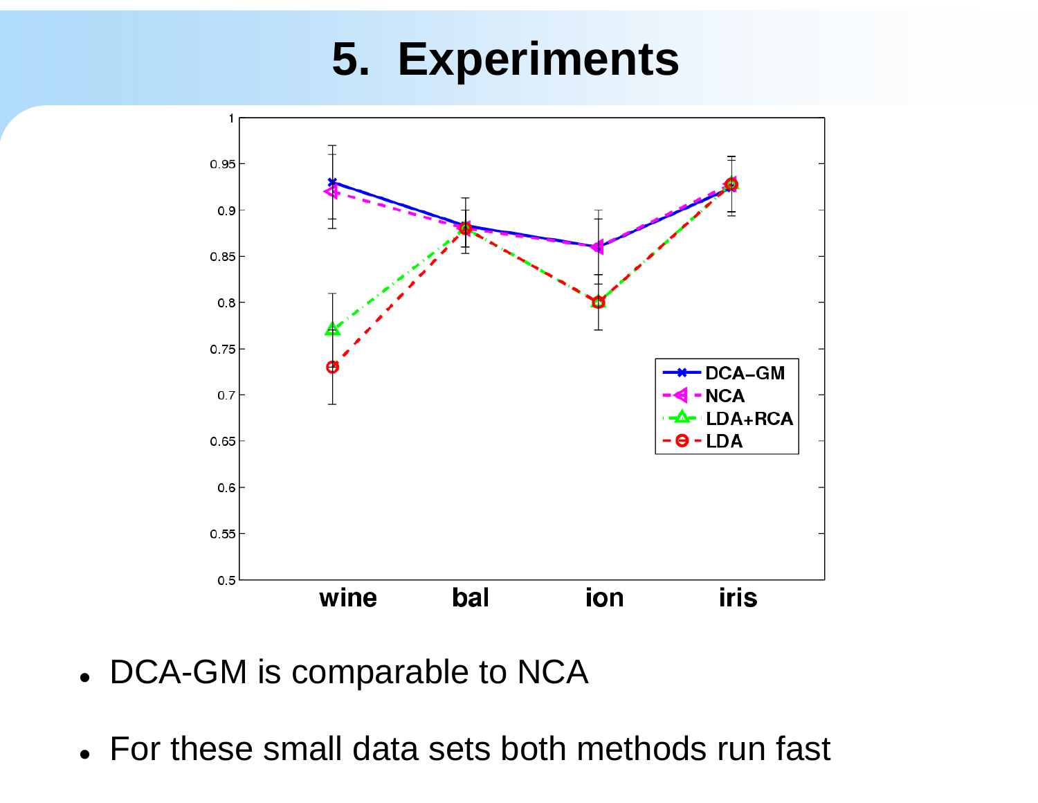# 5. Experiments

- DCA-GM is comparable to NCA
- For these small data sets both methods run fast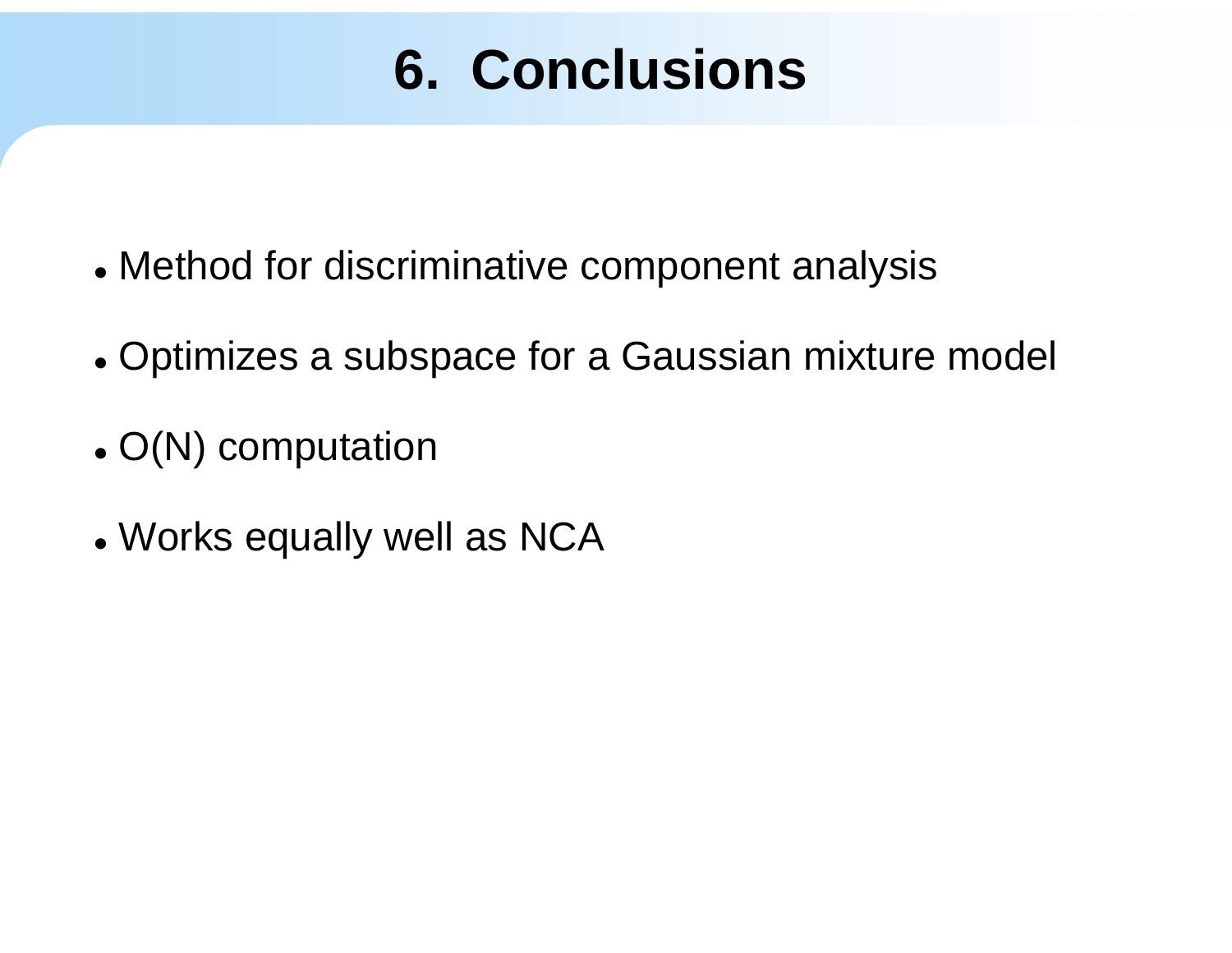# 6. Conclusions

- Method for discriminative component analysis
- Optimizes a subspace for a Gaussian mixture model
- O(N) computation
- Works equally well as NCA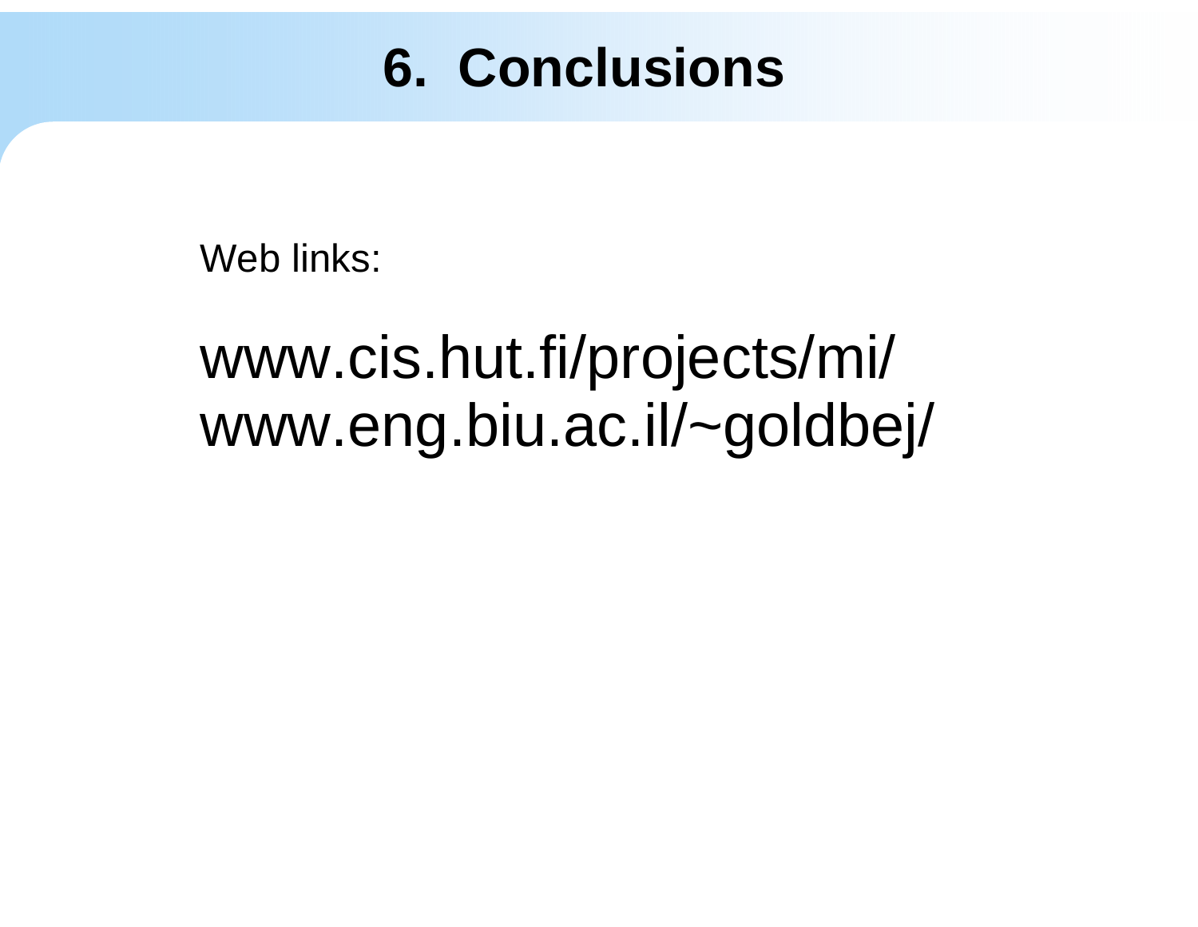# 6. Conclusions

Web links:

www.cis.hut.fi/projects/mi/
www.eng.biu.ac.il/~goldbej/